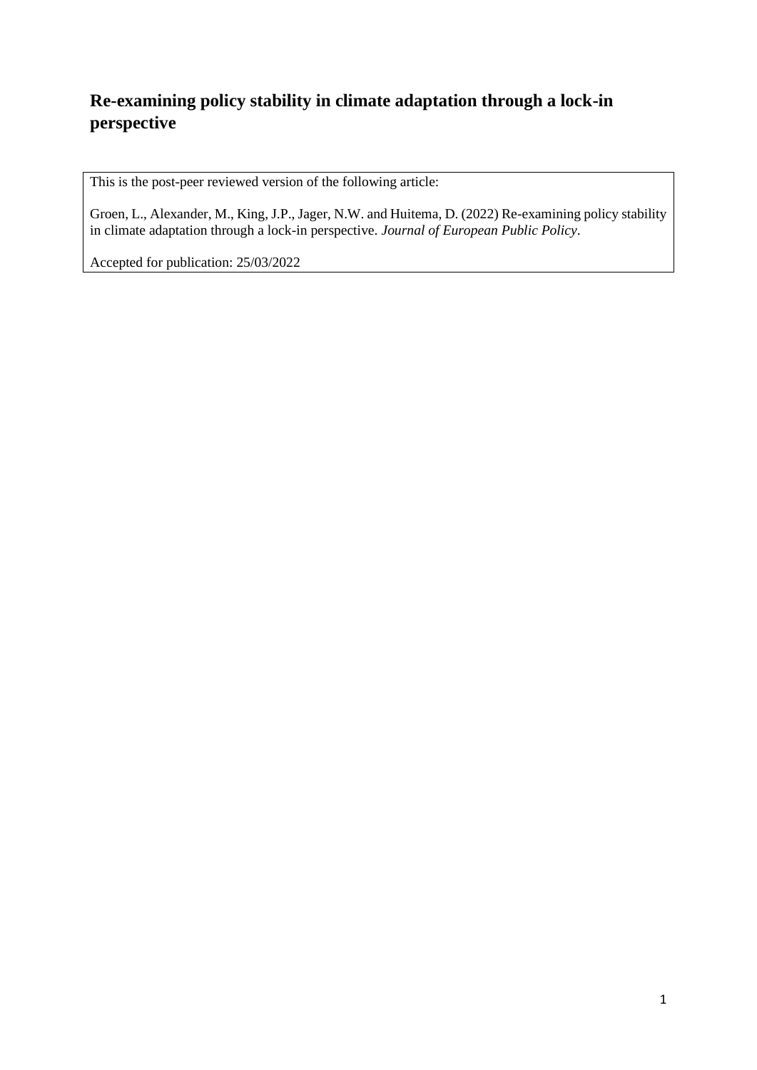# Re-examining policy stability in climate adaptation through a lock-in perspective

This is the post-peer reviewed version of the following article:

Groen, L., Alexander, M., King, J.P., Jager, N.W. and Huitema, D. (2022) Re-examining policy stability in climate adaptation through a lock-in perspective. *Journal of European Public Policy*.

Accepted for publication: 25/03/2022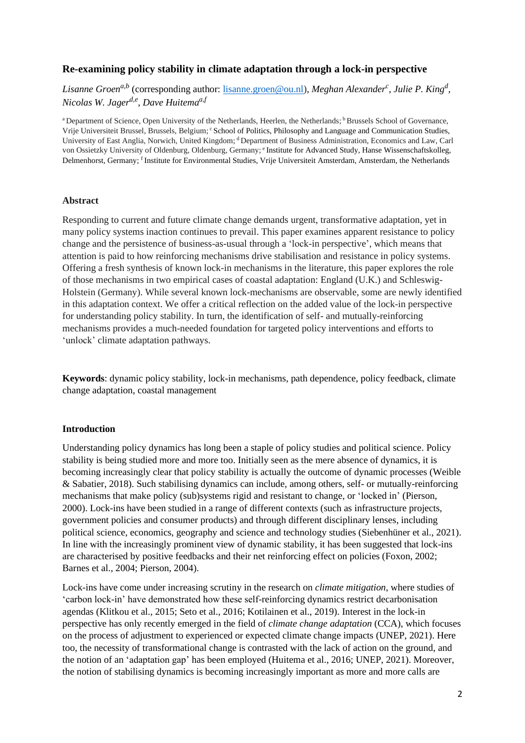## Re-examining policy stability in climate adaptation through a lock-in perspective

*Lisanne Groen*[a,b] (corresponding author: lisanne.groen@ou.nl), *Meghan Alexander*[c], *Julie P. King*[d], *Nicolas W. Jager*[d,e], *Dave Huitema*[a,f]

[a] Department of Science, Open University of the Netherlands, Heerlen, the Netherlands; [b] Brussels School of Governance, Vrije Universiteit Brussel, Brussels, Belgium; [c] School of Politics, Philosophy and Language and Communication Studies, University of East Anglia, Norwich, United Kingdom; [d] Department of Business Administration, Economics and Law, Carl von Ossietzky University of Oldenburg, Oldenburg, Germany; [e] Institute for Advanced Study, Hanse Wissenschaftskolleg, Delmenhorst, Germany; [f] Institute for Environmental Studies, Vrije Universiteit Amsterdam, Amsterdam, the Netherlands

### Abstract

Responding to current and future climate change demands urgent, transformative adaptation, yet in many policy systems inaction continues to prevail. This paper examines apparent resistance to policy change and the persistence of business-as-usual through a 'lock-in perspective', which means that attention is paid to how reinforcing mechanisms drive stabilisation and resistance in policy systems. Offering a fresh synthesis of known lock-in mechanisms in the literature, this paper explores the role of those mechanisms in two empirical cases of coastal adaptation: England (U.K.) and Schleswig-Holstein (Germany). While several known lock-mechanisms are observable, some are newly identified in this adaptation context. We offer a critical reflection on the added value of the lock-in perspective for understanding policy stability. In turn, the identification of self- and mutually-reinforcing mechanisms provides a much-needed foundation for targeted policy interventions and efforts to 'unlock' climate adaptation pathways.

**Keywords**: dynamic policy stability, lock-in mechanisms, path dependence, policy feedback, climate change adaptation, coastal management

### Introduction

Understanding policy dynamics has long been a staple of policy studies and political science. Policy stability is being studied more and more too. Initially seen as the mere absence of dynamics, it is becoming increasingly clear that policy stability is actually the outcome of dynamic processes (Weible & Sabatier, 2018). Such stabilising dynamics can include, among others, self- or mutually-reinforcing mechanisms that make policy (sub)systems rigid and resistant to change, or 'locked in' (Pierson, 2000). Lock-ins have been studied in a range of different contexts (such as infrastructure projects, government policies and consumer products) and through different disciplinary lenses, including political science, economics, geography and science and technology studies (Siebenhüner et al., 2021). In line with the increasingly prominent view of dynamic stability, it has been suggested that lock-ins are characterised by positive feedbacks and their net reinforcing effect on policies (Foxon, 2002; Barnes et al., 2004; Pierson, 2004).

Lock-ins have come under increasing scrutiny in the research on *climate mitigation*, where studies of 'carbon lock-in' have demonstrated how these self-reinforcing dynamics restrict decarbonisation agendas (Klitkou et al., 2015; Seto et al., 2016; Kotilainen et al., 2019). Interest in the lock-in perspective has only recently emerged in the field of *climate change adaptation* (CCA), which focuses on the process of adjustment to experienced or expected climate change impacts (UNEP, 2021). Here too, the necessity of transformational change is contrasted with the lack of action on the ground, and the notion of an 'adaptation gap' has been employed (Huitema et al., 2016; UNEP, 2021). Moreover, the notion of stabilising dynamics is becoming increasingly important as more and more calls are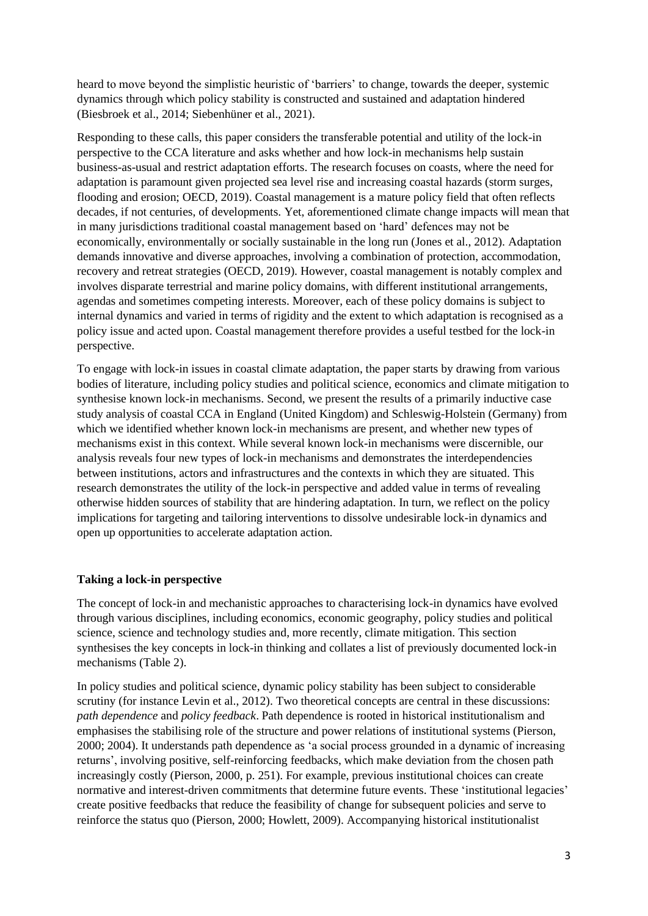heard to move beyond the simplistic heuristic of 'barriers' to change, towards the deeper, systemic dynamics through which policy stability is constructed and sustained and adaptation hindered (Biesbroek et al., 2014; Siebenhüner et al., 2021).

Responding to these calls, this paper considers the transferable potential and utility of the lock-in perspective to the CCA literature and asks whether and how lock-in mechanisms help sustain business-as-usual and restrict adaptation efforts. The research focuses on coasts, where the need for adaptation is paramount given projected sea level rise and increasing coastal hazards (storm surges, flooding and erosion; OECD, 2019). Coastal management is a mature policy field that often reflects decades, if not centuries, of developments. Yet, aforementioned climate change impacts will mean that in many jurisdictions traditional coastal management based on 'hard' defences may not be economically, environmentally or socially sustainable in the long run (Jones et al., 2012). Adaptation demands innovative and diverse approaches, involving a combination of protection, accommodation, recovery and retreat strategies (OECD, 2019). However, coastal management is notably complex and involves disparate terrestrial and marine policy domains, with different institutional arrangements, agendas and sometimes competing interests. Moreover, each of these policy domains is subject to internal dynamics and varied in terms of rigidity and the extent to which adaptation is recognised as a policy issue and acted upon. Coastal management therefore provides a useful testbed for the lock-in perspective.

To engage with lock-in issues in coastal climate adaptation, the paper starts by drawing from various bodies of literature, including policy studies and political science, economics and climate mitigation to synthesise known lock-in mechanisms. Second, we present the results of a primarily inductive case study analysis of coastal CCA in England (United Kingdom) and Schleswig-Holstein (Germany) from which we identified whether known lock-in mechanisms are present, and whether new types of mechanisms exist in this context. While several known lock-in mechanisms were discernible, our analysis reveals four new types of lock-in mechanisms and demonstrates the interdependencies between institutions, actors and infrastructures and the contexts in which they are situated. This research demonstrates the utility of the lock-in perspective and added value in terms of revealing otherwise hidden sources of stability that are hindering adaptation. In turn, we reflect on the policy implications for targeting and tailoring interventions to dissolve undesirable lock-in dynamics and open up opportunities to accelerate adaptation action.

## Taking a lock-in perspective

The concept of lock-in and mechanistic approaches to characterising lock-in dynamics have evolved through various disciplines, including economics, economic geography, policy studies and political science, science and technology studies and, more recently, climate mitigation. This section synthesises the key concepts in lock-in thinking and collates a list of previously documented lock-in mechanisms (Table 2).

In policy studies and political science, dynamic policy stability has been subject to considerable scrutiny (for instance Levin et al., 2012). Two theoretical concepts are central in these discussions: *path dependence* and *policy feedback*. Path dependence is rooted in historical institutionalism and emphasises the stabilising role of the structure and power relations of institutional systems (Pierson, 2000; 2004). It understands path dependence as 'a social process grounded in a dynamic of increasing returns', involving positive, self-reinforcing feedbacks, which make deviation from the chosen path increasingly costly (Pierson, 2000, p. 251). For example, previous institutional choices can create normative and interest-driven commitments that determine future events. These 'institutional legacies' create positive feedbacks that reduce the feasibility of change for subsequent policies and serve to reinforce the status quo (Pierson, 2000; Howlett, 2009). Accompanying historical institutionalist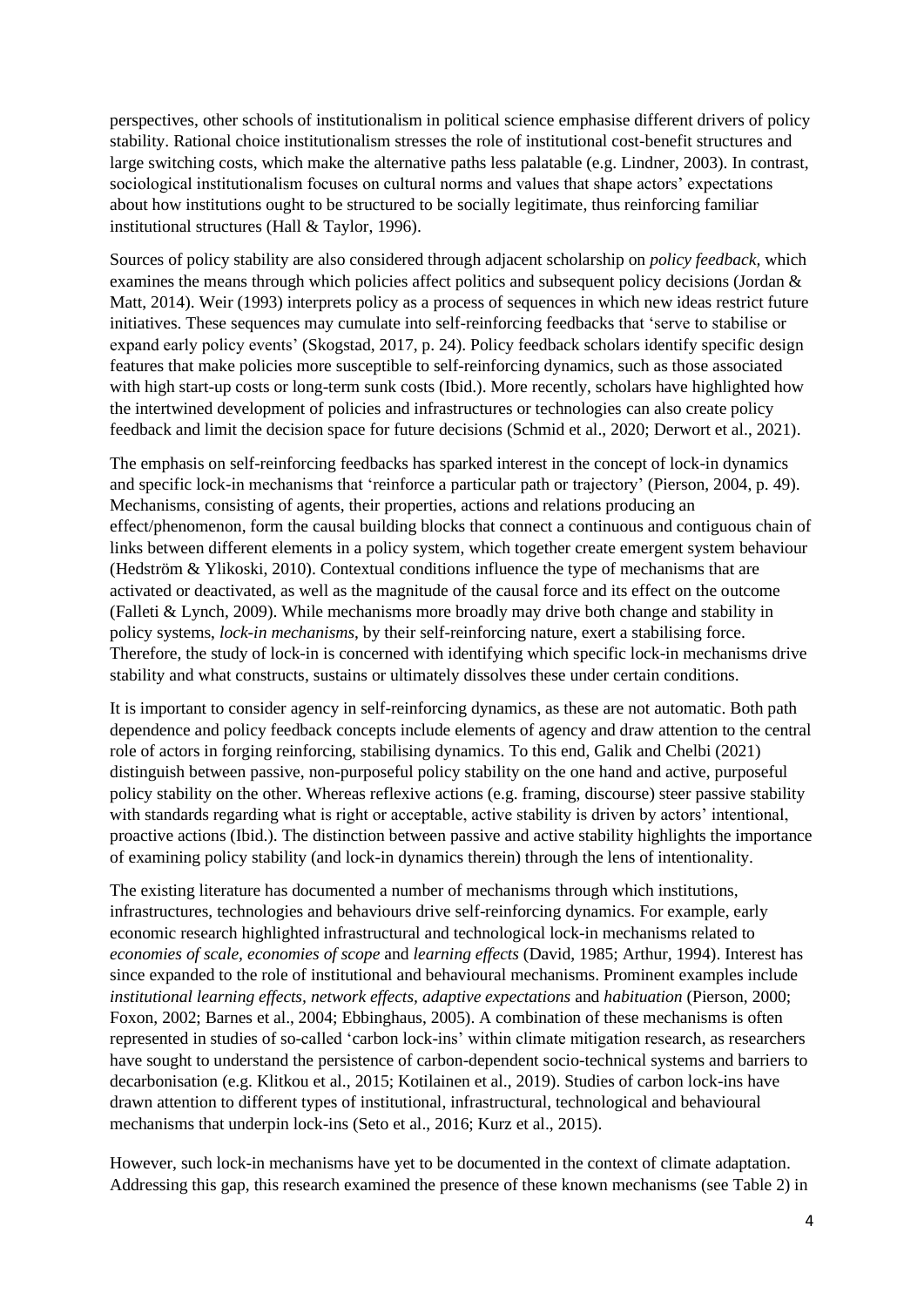perspectives, other schools of institutionalism in political science emphasise different drivers of policy stability. Rational choice institutionalism stresses the role of institutional cost-benefit structures and large switching costs, which make the alternative paths less palatable (e.g. Lindner, 2003). In contrast, sociological institutionalism focuses on cultural norms and values that shape actors' expectations about how institutions ought to be structured to be socially legitimate, thus reinforcing familiar institutional structures (Hall & Taylor, 1996).

Sources of policy stability are also considered through adjacent scholarship on *policy feedback*, which examines the means through which policies affect politics and subsequent policy decisions (Jordan & Matt, 2014). Weir (1993) interprets policy as a process of sequences in which new ideas restrict future initiatives. These sequences may cumulate into self-reinforcing feedbacks that 'serve to stabilise or expand early policy events' (Skogstad, 2017, p. 24). Policy feedback scholars identify specific design features that make policies more susceptible to self-reinforcing dynamics, such as those associated with high start-up costs or long-term sunk costs (Ibid.). More recently, scholars have highlighted how the intertwined development of policies and infrastructures or technologies can also create policy feedback and limit the decision space for future decisions (Schmid et al., 2020; Derwort et al., 2021).

The emphasis on self-reinforcing feedbacks has sparked interest in the concept of lock-in dynamics and specific lock-in mechanisms that 'reinforce a particular path or trajectory' (Pierson, 2004, p. 49). Mechanisms, consisting of agents, their properties, actions and relations producing an effect/phenomenon, form the causal building blocks that connect a continuous and contiguous chain of links between different elements in a policy system, which together create emergent system behaviour (Hedström & Ylikoski, 2010). Contextual conditions influence the type of mechanisms that are activated or deactivated, as well as the magnitude of the causal force and its effect on the outcome (Falleti & Lynch, 2009). While mechanisms more broadly may drive both change and stability in policy systems, *lock-in mechanisms*, by their self-reinforcing nature, exert a stabilising force. Therefore, the study of lock-in is concerned with identifying which specific lock-in mechanisms drive stability and what constructs, sustains or ultimately dissolves these under certain conditions.

It is important to consider agency in self-reinforcing dynamics, as these are not automatic. Both path dependence and policy feedback concepts include elements of agency and draw attention to the central role of actors in forging reinforcing, stabilising dynamics. To this end, Galik and Chelbi (2021) distinguish between passive, non-purposeful policy stability on the one hand and active, purposeful policy stability on the other. Whereas reflexive actions (e.g. framing, discourse) steer passive stability with standards regarding what is right or acceptable, active stability is driven by actors' intentional, proactive actions (Ibid.). The distinction between passive and active stability highlights the importance of examining policy stability (and lock-in dynamics therein) through the lens of intentionality.

The existing literature has documented a number of mechanisms through which institutions, infrastructures, technologies and behaviours drive self-reinforcing dynamics. For example, early economic research highlighted infrastructural and technological lock-in mechanisms related to *economies of scale*, *economies of scope* and *learning effects* (David, 1985; Arthur, 1994). Interest has since expanded to the role of institutional and behavioural mechanisms. Prominent examples include *institutional learning effects*, *network effects*, *adaptive expectations* and *habituation* (Pierson, 2000; Foxon, 2002; Barnes et al., 2004; Ebbinghaus, 2005). A combination of these mechanisms is often represented in studies of so-called 'carbon lock-ins' within climate mitigation research, as researchers have sought to understand the persistence of carbon-dependent socio-technical systems and barriers to decarbonisation (e.g. Klitkou et al., 2015; Kotilainen et al., 2019). Studies of carbon lock-ins have drawn attention to different types of institutional, infrastructural, technological and behavioural mechanisms that underpin lock-ins (Seto et al., 2016; Kurz et al., 2015).

However, such lock-in mechanisms have yet to be documented in the context of climate adaptation. Addressing this gap, this research examined the presence of these known mechanisms (see Table 2) in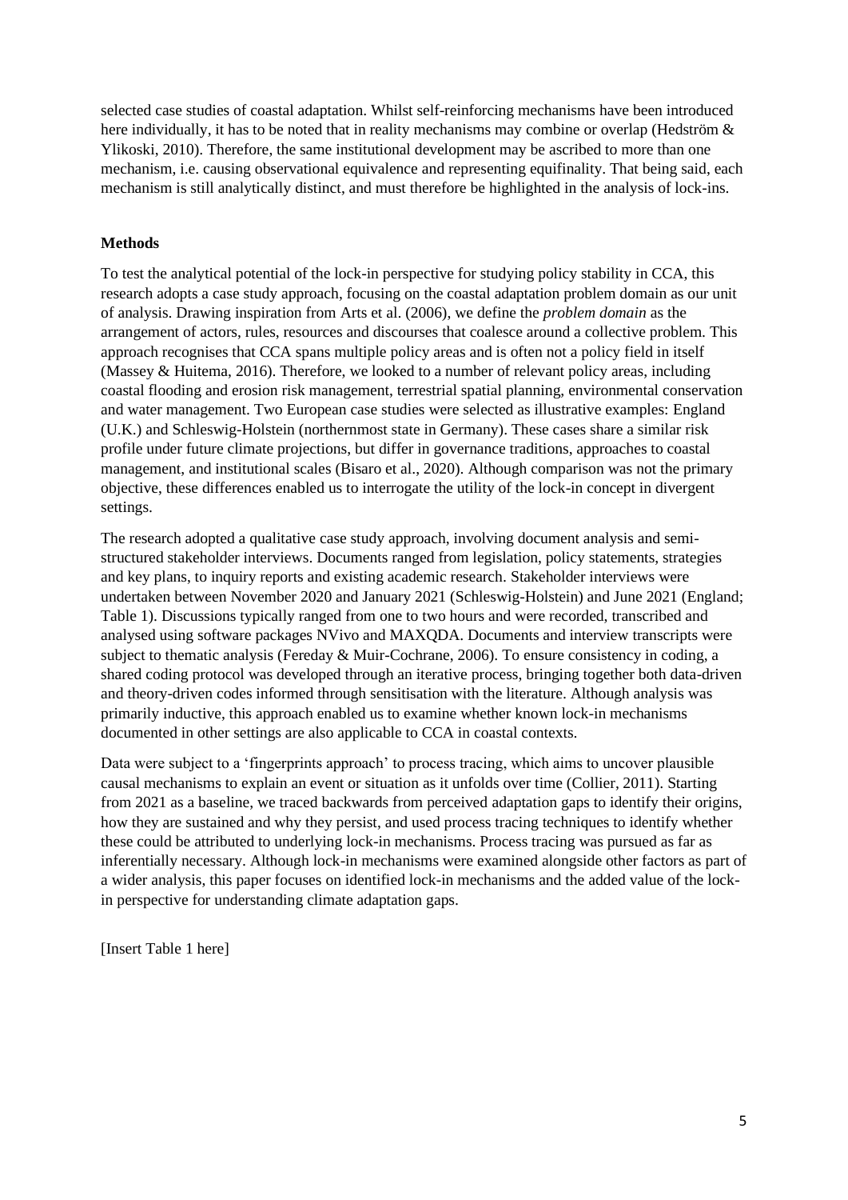selected case studies of coastal adaptation. Whilst self-reinforcing mechanisms have been introduced here individually, it has to be noted that in reality mechanisms may combine or overlap (Hedström & Ylikoski, 2010). Therefore, the same institutional development may be ascribed to more than one mechanism, i.e. causing observational equivalence and representing equifinality. That being said, each mechanism is still analytically distinct, and must therefore be highlighted in the analysis of lock-ins.

**Methods**

To test the analytical potential of the lock-in perspective for studying policy stability in CCA, this research adopts a case study approach, focusing on the coastal adaptation problem domain as our unit of analysis. Drawing inspiration from Arts et al. (2006), we define the *problem domain* as the arrangement of actors, rules, resources and discourses that coalesce around a collective problem. This approach recognises that CCA spans multiple policy areas and is often not a policy field in itself (Massey & Huitema, 2016). Therefore, we looked to a number of relevant policy areas, including coastal flooding and erosion risk management, terrestrial spatial planning, environmental conservation and water management. Two European case studies were selected as illustrative examples: England (U.K.) and Schleswig-Holstein (northernmost state in Germany). These cases share a similar risk profile under future climate projections, but differ in governance traditions, approaches to coastal management, and institutional scales (Bisaro et al., 2020). Although comparison was not the primary objective, these differences enabled us to interrogate the utility of the lock-in concept in divergent settings.

The research adopted a qualitative case study approach, involving document analysis and semi-structured stakeholder interviews. Documents ranged from legislation, policy statements, strategies and key plans, to inquiry reports and existing academic research. Stakeholder interviews were undertaken between November 2020 and January 2021 (Schleswig-Holstein) and June 2021 (England; Table 1). Discussions typically ranged from one to two hours and were recorded, transcribed and analysed using software packages NVivo and MAXQDA. Documents and interview transcripts were subject to thematic analysis (Fereday & Muir-Cochrane, 2006). To ensure consistency in coding, a shared coding protocol was developed through an iterative process, bringing together both data-driven and theory-driven codes informed through sensitisation with the literature. Although analysis was primarily inductive, this approach enabled us to examine whether known lock-in mechanisms documented in other settings are also applicable to CCA in coastal contexts.

Data were subject to a 'fingerprints approach' to process tracing, which aims to uncover plausible causal mechanisms to explain an event or situation as it unfolds over time (Collier, 2011). Starting from 2021 as a baseline, we traced backwards from perceived adaptation gaps to identify their origins, how they are sustained and why they persist, and used process tracing techniques to identify whether these could be attributed to underlying lock-in mechanisms. Process tracing was pursued as far as inferentially necessary. Although lock-in mechanisms were examined alongside other factors as part of a wider analysis, this paper focuses on identified lock-in mechanisms and the added value of the lock-in perspective for understanding climate adaptation gaps.

[Insert Table 1 here]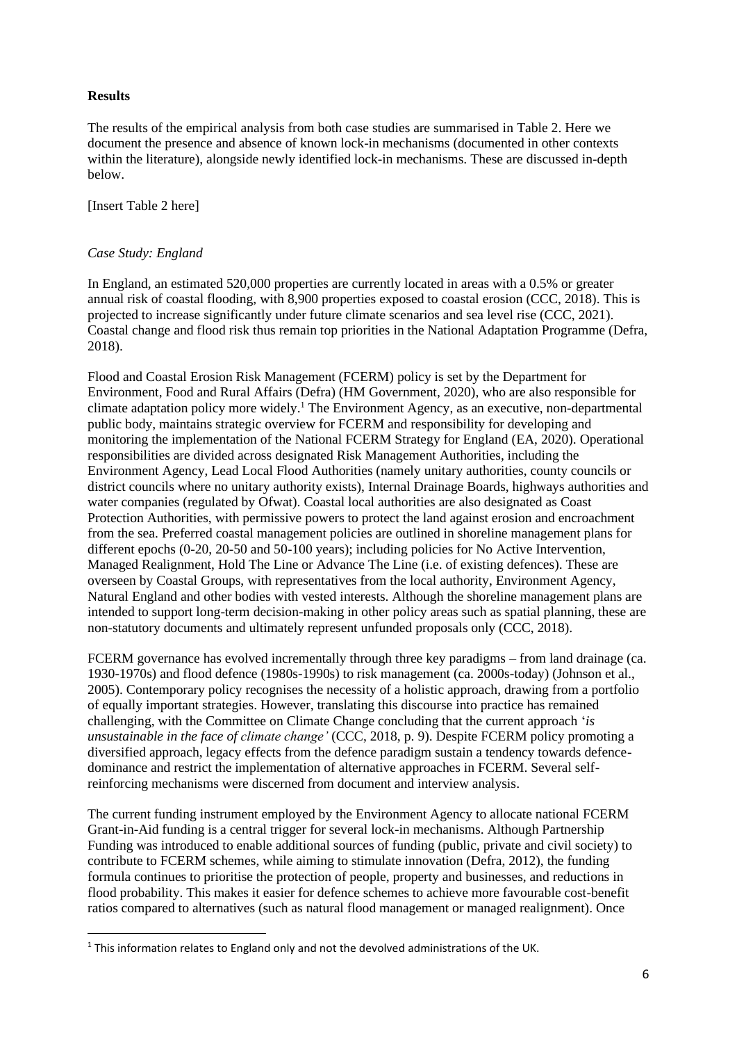**Results**

The results of the empirical analysis from both case studies are summarised in Table 2. Here we document the presence and absence of known lock-in mechanisms (documented in other contexts within the literature), alongside newly identified lock-in mechanisms. These are discussed in-depth below.

[Insert Table 2 here]

*Case Study: England*

In England, an estimated 520,000 properties are currently located in areas with a 0.5% or greater annual risk of coastal flooding, with 8,900 properties exposed to coastal erosion (CCC, 2018). This is projected to increase significantly under future climate scenarios and sea level rise (CCC, 2021). Coastal change and flood risk thus remain top priorities in the National Adaptation Programme (Defra, 2018).

Flood and Coastal Erosion Risk Management (FCERM) policy is set by the Department for Environment, Food and Rural Affairs (Defra) (HM Government, 2020), who are also responsible for climate adaptation policy more widely.[1] The Environment Agency, as an executive, non-departmental public body, maintains strategic overview for FCERM and responsibility for developing and monitoring the implementation of the National FCERM Strategy for England (EA, 2020). Operational responsibilities are divided across designated Risk Management Authorities, including the Environment Agency, Lead Local Flood Authorities (namely unitary authorities, county councils or district councils where no unitary authority exists), Internal Drainage Boards, highways authorities and water companies (regulated by Ofwat). Coastal local authorities are also designated as Coast Protection Authorities, with permissive powers to protect the land against erosion and encroachment from the sea. Preferred coastal management policies are outlined in shoreline management plans for different epochs (0-20, 20-50 and 50-100 years); including policies for No Active Intervention, Managed Realignment, Hold The Line or Advance The Line (i.e. of existing defences). These are overseen by Coastal Groups, with representatives from the local authority, Environment Agency, Natural England and other bodies with vested interests. Although the shoreline management plans are intended to support long-term decision-making in other policy areas such as spatial planning, these are non-statutory documents and ultimately represent unfunded proposals only (CCC, 2018).

FCERM governance has evolved incrementally through three key paradigms – from land drainage (ca. 1930-1970s) and flood defence (1980s-1990s) to risk management (ca. 2000s-today) (Johnson et al., 2005). Contemporary policy recognises the necessity of a holistic approach, drawing from a portfolio of equally important strategies. However, translating this discourse into practice has remained challenging, with the Committee on Climate Change concluding that the current approach '*is unsustainable in the face of climate change'* (CCC, 2018, p. 9). Despite FCERM policy promoting a diversified approach, legacy effects from the defence paradigm sustain a tendency towards defence-dominance and restrict the implementation of alternative approaches in FCERM. Several self-reinforcing mechanisms were discerned from document and interview analysis.

The current funding instrument employed by the Environment Agency to allocate national FCERM Grant-in-Aid funding is a central trigger for several lock-in mechanisms. Although Partnership Funding was introduced to enable additional sources of funding (public, private and civil society) to contribute to FCERM schemes, while aiming to stimulate innovation (Defra, 2012), the funding formula continues to prioritise the protection of people, property and businesses, and reductions in flood probability. This makes it easier for defence schemes to achieve more favourable cost-benefit ratios compared to alternatives (such as natural flood management or managed realignment). Once

[1] This information relates to England only and not the devolved administrations of the UK.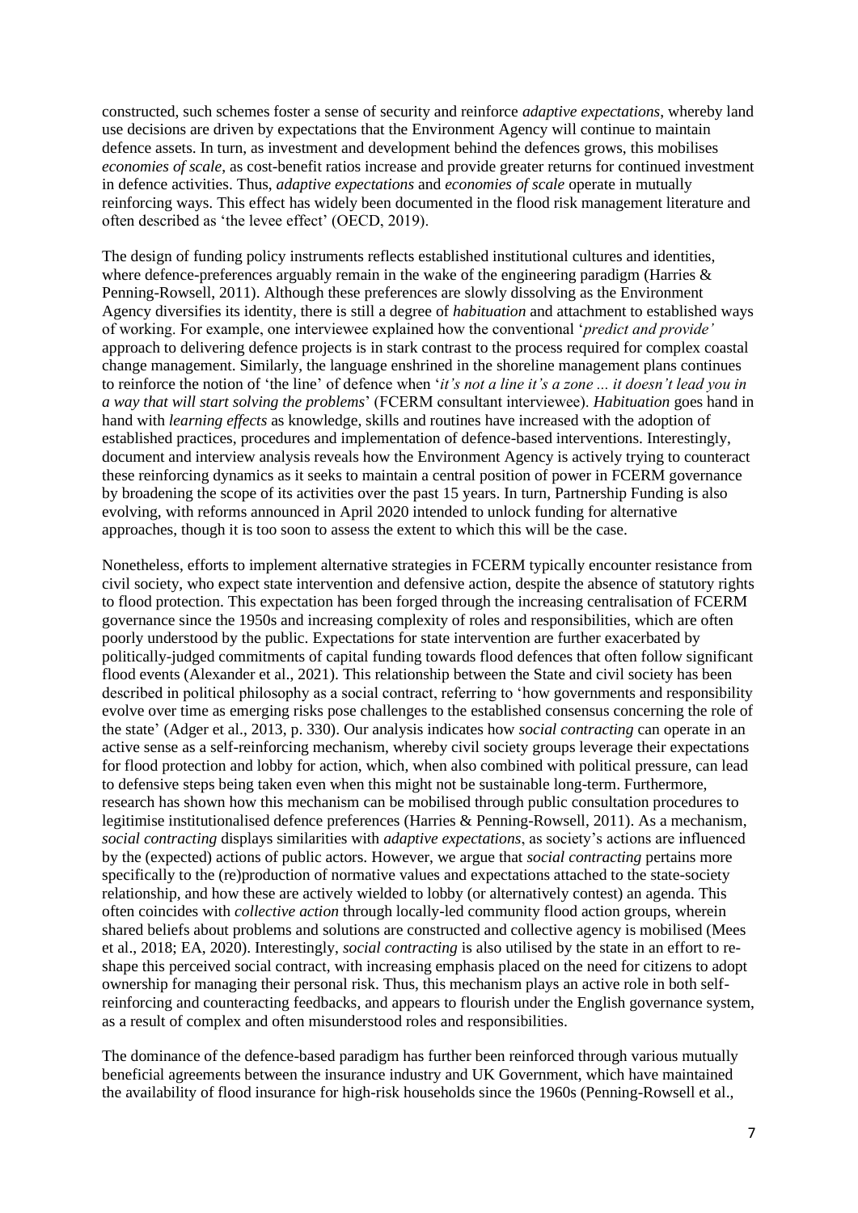constructed, such schemes foster a sense of security and reinforce *adaptive expectations*, whereby land use decisions are driven by expectations that the Environment Agency will continue to maintain defence assets. In turn, as investment and development behind the defences grows, this mobilises *economies of scale*, as cost-benefit ratios increase and provide greater returns for continued investment in defence activities. Thus, *adaptive expectations* and *economies of scale* operate in mutually reinforcing ways. This effect has widely been documented in the flood risk management literature and often described as 'the levee effect' (OECD, 2019).

The design of funding policy instruments reflects established institutional cultures and identities, where defence-preferences arguably remain in the wake of the engineering paradigm (Harries & Penning-Rowsell, 2011). Although these preferences are slowly dissolving as the Environment Agency diversifies its identity, there is still a degree of *habituation* and attachment to established ways of working. For example, one interviewee explained how the conventional '*predict and provide'* approach to delivering defence projects is in stark contrast to the process required for complex coastal change management. Similarly, the language enshrined in the shoreline management plans continues to reinforce the notion of 'the line' of defence when '*it's not a line it's a zone ... it doesn't lead you in a way that will start solving the problems*' (FCERM consultant interviewee). *Habituation* goes hand in hand with *learning effects* as knowledge, skills and routines have increased with the adoption of established practices, procedures and implementation of defence-based interventions. Interestingly, document and interview analysis reveals how the Environment Agency is actively trying to counteract these reinforcing dynamics as it seeks to maintain a central position of power in FCERM governance by broadening the scope of its activities over the past 15 years. In turn, Partnership Funding is also evolving, with reforms announced in April 2020 intended to unlock funding for alternative approaches, though it is too soon to assess the extent to which this will be the case.

Nonetheless, efforts to implement alternative strategies in FCERM typically encounter resistance from civil society, who expect state intervention and defensive action, despite the absence of statutory rights to flood protection. This expectation has been forged through the increasing centralisation of FCERM governance since the 1950s and increasing complexity of roles and responsibilities, which are often poorly understood by the public. Expectations for state intervention are further exacerbated by politically-judged commitments of capital funding towards flood defences that often follow significant flood events (Alexander et al., 2021). This relationship between the State and civil society has been described in political philosophy as a social contract, referring to 'how governments and responsibility evolve over time as emerging risks pose challenges to the established consensus concerning the role of the state' (Adger et al., 2013, p. 330). Our analysis indicates how *social contracting* can operate in an active sense as a self-reinforcing mechanism, whereby civil society groups leverage their expectations for flood protection and lobby for action, which, when also combined with political pressure, can lead to defensive steps being taken even when this might not be sustainable long-term. Furthermore, research has shown how this mechanism can be mobilised through public consultation procedures to legitimise institutionalised defence preferences (Harries & Penning-Rowsell, 2011). As a mechanism, *social contracting* displays similarities with *adaptive expectations*, as society's actions are influenced by the (expected) actions of public actors. However, we argue that *social contracting* pertains more specifically to the (re)production of normative values and expectations attached to the state-society relationship, and how these are actively wielded to lobby (or alternatively contest) an agenda. This often coincides with *collective action* through locally-led community flood action groups, wherein shared beliefs about problems and solutions are constructed and collective agency is mobilised (Mees et al., 2018; EA, 2020). Interestingly, *social contracting* is also utilised by the state in an effort to re-shape this perceived social contract, with increasing emphasis placed on the need for citizens to adopt ownership for managing their personal risk. Thus, this mechanism plays an active role in both self-reinforcing and counteracting feedbacks, and appears to flourish under the English governance system, as a result of complex and often misunderstood roles and responsibilities.

The dominance of the defence-based paradigm has further been reinforced through various mutually beneficial agreements between the insurance industry and UK Government, which have maintained the availability of flood insurance for high-risk households since the 1960s (Penning-Rowsell et al.,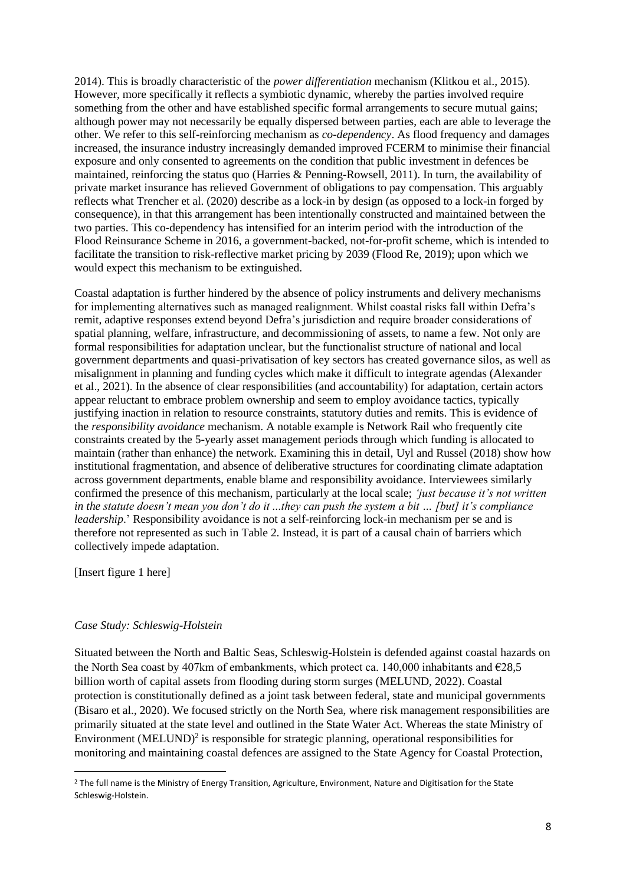2014). This is broadly characteristic of the *power differentiation* mechanism (Klitkou et al., 2015). However, more specifically it reflects a symbiotic dynamic, whereby the parties involved require something from the other and have established specific formal arrangements to secure mutual gains; although power may not necessarily be equally dispersed between parties, each are able to leverage the other. We refer to this self-reinforcing mechanism as *co-dependency*. As flood frequency and damages increased, the insurance industry increasingly demanded improved FCERM to minimise their financial exposure and only consented to agreements on the condition that public investment in defences be maintained, reinforcing the status quo (Harries & Penning-Rowsell, 2011). In turn, the availability of private market insurance has relieved Government of obligations to pay compensation. This arguably reflects what Trencher et al. (2020) describe as a lock-in by design (as opposed to a lock-in forged by consequence), in that this arrangement has been intentionally constructed and maintained between the two parties. This co-dependency has intensified for an interim period with the introduction of the Flood Reinsurance Scheme in 2016, a government-backed, not-for-profit scheme, which is intended to facilitate the transition to risk-reflective market pricing by 2039 (Flood Re, 2019); upon which we would expect this mechanism to be extinguished.

Coastal adaptation is further hindered by the absence of policy instruments and delivery mechanisms for implementing alternatives such as managed realignment. Whilst coastal risks fall within Defra's remit, adaptive responses extend beyond Defra's jurisdiction and require broader considerations of spatial planning, welfare, infrastructure, and decommissioning of assets, to name a few. Not only are formal responsibilities for adaptation unclear, but the functionalist structure of national and local government departments and quasi-privatisation of key sectors has created governance silos, as well as misalignment in planning and funding cycles which make it difficult to integrate agendas (Alexander et al., 2021). In the absence of clear responsibilities (and accountability) for adaptation, certain actors appear reluctant to embrace problem ownership and seem to employ avoidance tactics, typically justifying inaction in relation to resource constraints, statutory duties and remits. This is evidence of the *responsibility avoidance* mechanism. A notable example is Network Rail who frequently cite constraints created by the 5-yearly asset management periods through which funding is allocated to maintain (rather than enhance) the network. Examining this in detail, Uyl and Russel (2018) show how institutional fragmentation, and absence of deliberative structures for coordinating climate adaptation across government departments, enable blame and responsibility avoidance. Interviewees similarly confirmed the presence of this mechanism, particularly at the local scale; *'just because it's not written in the statute doesn't mean you don't do it ...they can push the system a bit … [but] it's compliance leadership*.' Responsibility avoidance is not a self-reinforcing lock-in mechanism per se and is therefore not represented as such in Table 2. Instead, it is part of a causal chain of barriers which collectively impede adaptation.

[Insert figure 1 here]

*Case Study: Schleswig-Holstein*

Situated between the North and Baltic Seas, Schleswig-Holstein is defended against coastal hazards on the North Sea coast by 407km of embankments, which protect ca. 140,000 inhabitants and €28,5 billion worth of capital assets from flooding during storm surges (MELUND, 2022). Coastal protection is constitutionally defined as a joint task between federal, state and municipal governments (Bisaro et al., 2020). We focused strictly on the North Sea, where risk management responsibilities are primarily situated at the state level and outlined in the State Water Act. Whereas the state Ministry of Environment (MELUND)[2] is responsible for strategic planning, operational responsibilities for monitoring and maintaining coastal defences are assigned to the State Agency for Coastal Protection,

[2] The full name is the Ministry of Energy Transition, Agriculture, Environment, Nature and Digitisation for the State Schleswig-Holstein.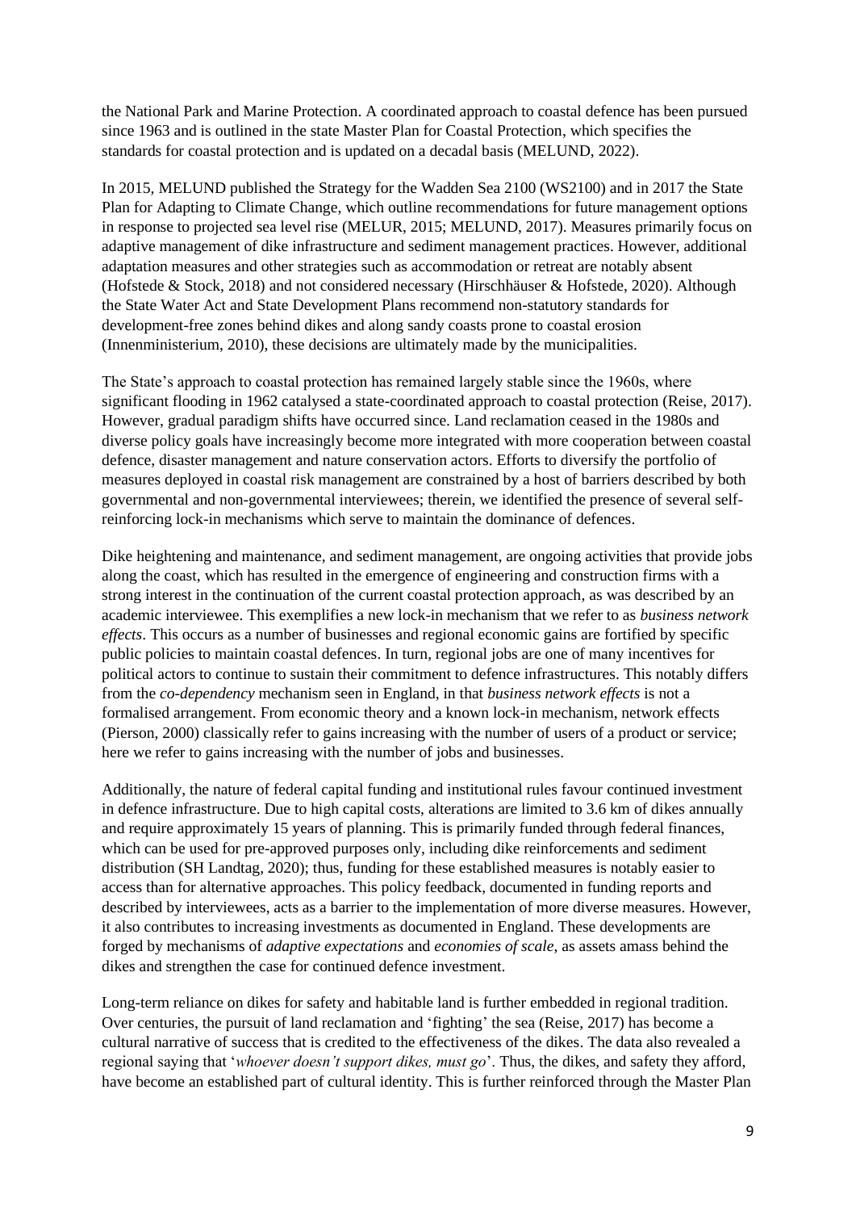the National Park and Marine Protection. A coordinated approach to coastal defence has been pursued since 1963 and is outlined in the state Master Plan for Coastal Protection, which specifies the standards for coastal protection and is updated on a decadal basis (MELUND, 2022).

In 2015, MELUND published the Strategy for the Wadden Sea 2100 (WS2100) and in 2017 the State Plan for Adapting to Climate Change, which outline recommendations for future management options in response to projected sea level rise (MELUR, 2015; MELUND, 2017). Measures primarily focus on adaptive management of dike infrastructure and sediment management practices. However, additional adaptation measures and other strategies such as accommodation or retreat are notably absent (Hofstede & Stock, 2018) and not considered necessary (Hirschhäuser & Hofstede, 2020). Although the State Water Act and State Development Plans recommend non-statutory standards for development-free zones behind dikes and along sandy coasts prone to coastal erosion (Innenministerium, 2010), these decisions are ultimately made by the municipalities.

The State's approach to coastal protection has remained largely stable since the 1960s, where significant flooding in 1962 catalysed a state-coordinated approach to coastal protection (Reise, 2017). However, gradual paradigm shifts have occurred since. Land reclamation ceased in the 1980s and diverse policy goals have increasingly become more integrated with more cooperation between coastal defence, disaster management and nature conservation actors. Efforts to diversify the portfolio of measures deployed in coastal risk management are constrained by a host of barriers described by both governmental and non-governmental interviewees; therein, we identified the presence of several self-reinforcing lock-in mechanisms which serve to maintain the dominance of defences.

Dike heightening and maintenance, and sediment management, are ongoing activities that provide jobs along the coast, which has resulted in the emergence of engineering and construction firms with a strong interest in the continuation of the current coastal protection approach, as was described by an academic interviewee. This exemplifies a new lock-in mechanism that we refer to as *business network effects*. This occurs as a number of businesses and regional economic gains are fortified by specific public policies to maintain coastal defences. In turn, regional jobs are one of many incentives for political actors to continue to sustain their commitment to defence infrastructures. This notably differs from the *co-dependency* mechanism seen in England, in that *business network effects* is not a formalised arrangement. From economic theory and a known lock-in mechanism, network effects (Pierson, 2000) classically refer to gains increasing with the number of users of a product or service; here we refer to gains increasing with the number of jobs and businesses.

Additionally, the nature of federal capital funding and institutional rules favour continued investment in defence infrastructure. Due to high capital costs, alterations are limited to 3.6 km of dikes annually and require approximately 15 years of planning. This is primarily funded through federal finances, which can be used for pre-approved purposes only, including dike reinforcements and sediment distribution (SH Landtag, 2020); thus, funding for these established measures is notably easier to access than for alternative approaches. This policy feedback, documented in funding reports and described by interviewees, acts as a barrier to the implementation of more diverse measures. However, it also contributes to increasing investments as documented in England. These developments are forged by mechanisms of *adaptive expectations* and *economies of scale*, as assets amass behind the dikes and strengthen the case for continued defence investment.

Long-term reliance on dikes for safety and habitable land is further embedded in regional tradition. Over centuries, the pursuit of land reclamation and 'fighting' the sea (Reise, 2017) has become a cultural narrative of success that is credited to the effectiveness of the dikes. The data also revealed a regional saying that '*whoever doesn't support dikes, must go*'. Thus, the dikes, and safety they afford, have become an established part of cultural identity. This is further reinforced through the Master Plan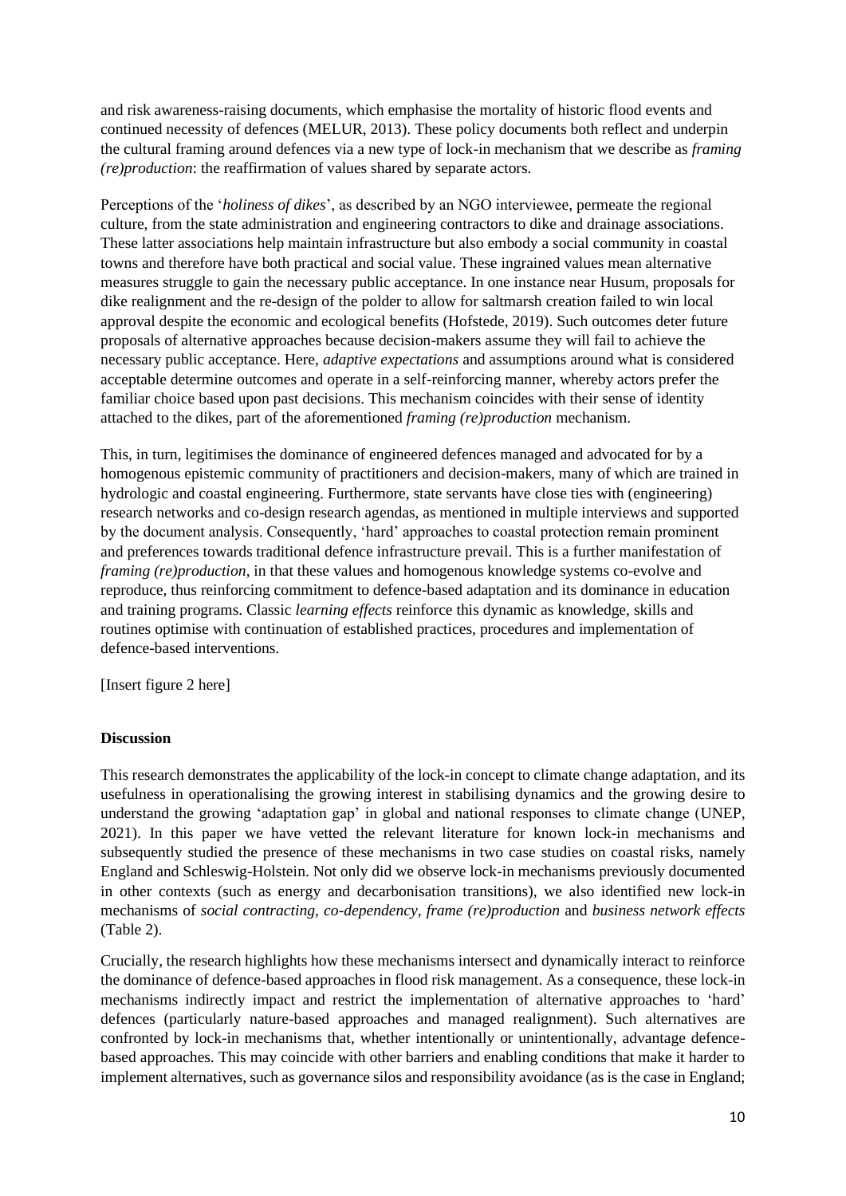and risk awareness-raising documents, which emphasise the mortality of historic flood events and continued necessity of defences (MELUR, 2013). These policy documents both reflect and underpin the cultural framing around defences via a new type of lock-in mechanism that we describe as *framing (re)production*: the reaffirmation of values shared by separate actors.

Perceptions of the '*holiness of dikes*', as described by an NGO interviewee, permeate the regional culture, from the state administration and engineering contractors to dike and drainage associations. These latter associations help maintain infrastructure but also embody a social community in coastal towns and therefore have both practical and social value. These ingrained values mean alternative measures struggle to gain the necessary public acceptance. In one instance near Husum, proposals for dike realignment and the re-design of the polder to allow for saltmarsh creation failed to win local approval despite the economic and ecological benefits (Hofstede, 2019). Such outcomes deter future proposals of alternative approaches because decision-makers assume they will fail to achieve the necessary public acceptance. Here, *adaptive expectations* and assumptions around what is considered acceptable determine outcomes and operate in a self-reinforcing manner, whereby actors prefer the familiar choice based upon past decisions. This mechanism coincides with their sense of identity attached to the dikes, part of the aforementioned *framing (re)production* mechanism.

This, in turn, legitimises the dominance of engineered defences managed and advocated for by a homogenous epistemic community of practitioners and decision-makers, many of which are trained in hydrologic and coastal engineering. Furthermore, state servants have close ties with (engineering) research networks and co-design research agendas, as mentioned in multiple interviews and supported by the document analysis. Consequently, 'hard' approaches to coastal protection remain prominent and preferences towards traditional defence infrastructure prevail. This is a further manifestation of *framing (re)production*, in that these values and homogenous knowledge systems co-evolve and reproduce, thus reinforcing commitment to defence-based adaptation and its dominance in education and training programs. Classic *learning effects* reinforce this dynamic as knowledge, skills and routines optimise with continuation of established practices, procedures and implementation of defence-based interventions.

[Insert figure 2 here]

**Discussion**

This research demonstrates the applicability of the lock-in concept to climate change adaptation, and its usefulness in operationalising the growing interest in stabilising dynamics and the growing desire to understand the growing 'adaptation gap' in global and national responses to climate change (UNEP, 2021). In this paper we have vetted the relevant literature for known lock-in mechanisms and subsequently studied the presence of these mechanisms in two case studies on coastal risks, namely England and Schleswig-Holstein. Not only did we observe lock-in mechanisms previously documented in other contexts (such as energy and decarbonisation transitions), we also identified new lock-in mechanisms of *social contracting, co-dependency, frame (re)production* and *business network effects* (Table 2).

Crucially, the research highlights how these mechanisms intersect and dynamically interact to reinforce the dominance of defence-based approaches in flood risk management. As a consequence, these lock-in mechanisms indirectly impact and restrict the implementation of alternative approaches to 'hard' defences (particularly nature-based approaches and managed realignment). Such alternatives are confronted by lock-in mechanisms that, whether intentionally or unintentionally, advantage defence-based approaches. This may coincide with other barriers and enabling conditions that make it harder to implement alternatives, such as governance silos and responsibility avoidance (as is the case in England;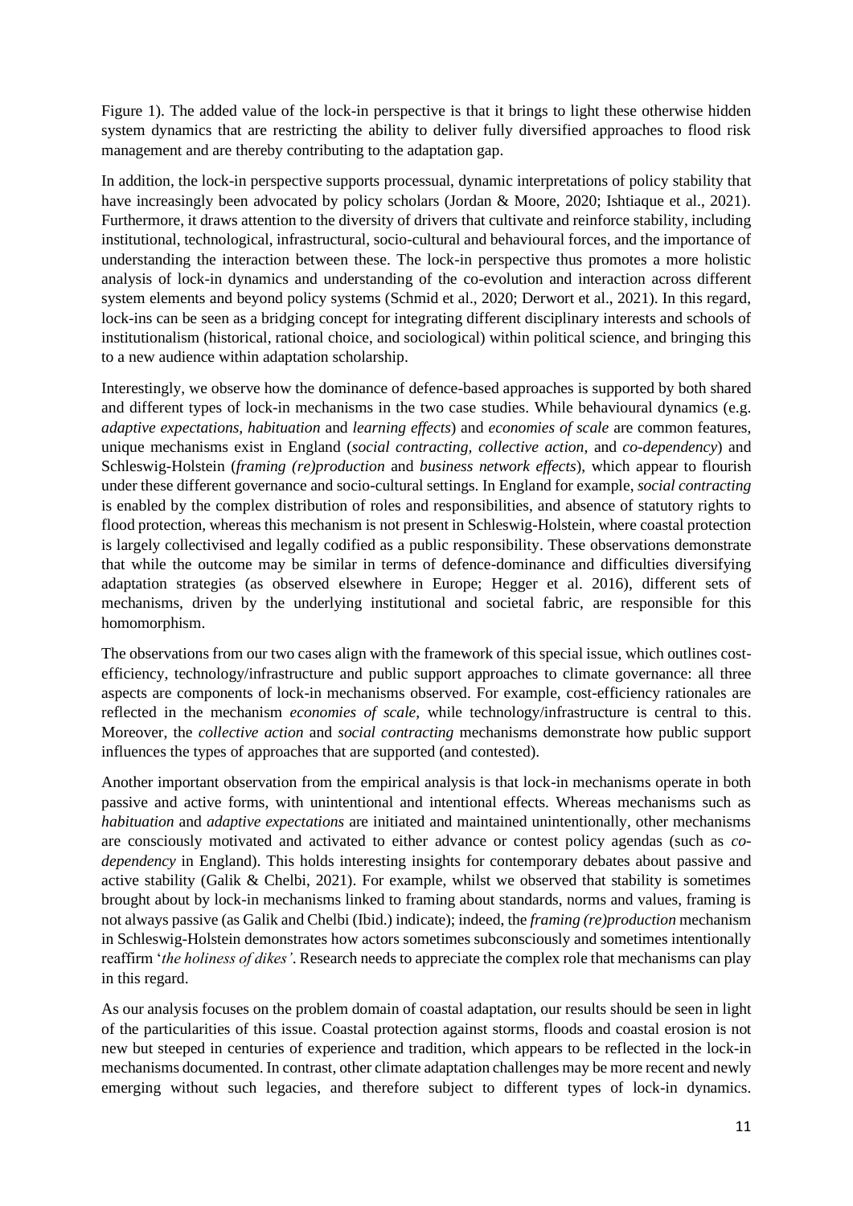Figure 1). The added value of the lock-in perspective is that it brings to light these otherwise hidden system dynamics that are restricting the ability to deliver fully diversified approaches to flood risk management and are thereby contributing to the adaptation gap.

In addition, the lock-in perspective supports processual, dynamic interpretations of policy stability that have increasingly been advocated by policy scholars (Jordan & Moore, 2020; Ishtiaque et al., 2021). Furthermore, it draws attention to the diversity of drivers that cultivate and reinforce stability, including institutional, technological, infrastructural, socio-cultural and behavioural forces, and the importance of understanding the interaction between these. The lock-in perspective thus promotes a more holistic analysis of lock-in dynamics and understanding of the co-evolution and interaction across different system elements and beyond policy systems (Schmid et al., 2020; Derwort et al., 2021). In this regard, lock-ins can be seen as a bridging concept for integrating different disciplinary interests and schools of institutionalism (historical, rational choice, and sociological) within political science, and bringing this to a new audience within adaptation scholarship.

Interestingly, we observe how the dominance of defence-based approaches is supported by both shared and different types of lock-in mechanisms in the two case studies. While behavioural dynamics (e.g. *adaptive expectations*, *habituation* and *learning effects*) and *economies of scale* are common features, unique mechanisms exist in England (*social contracting*, *collective action*, and *co-dependency*) and Schleswig-Holstein (*framing (re)production* and *business network effects*), which appear to flourish under these different governance and socio-cultural settings. In England for example, *social contracting* is enabled by the complex distribution of roles and responsibilities, and absence of statutory rights to flood protection, whereas this mechanism is not present in Schleswig-Holstein, where coastal protection is largely collectivised and legally codified as a public responsibility. These observations demonstrate that while the outcome may be similar in terms of defence-dominance and difficulties diversifying adaptation strategies (as observed elsewhere in Europe; Hegger et al. 2016), different sets of mechanisms, driven by the underlying institutional and societal fabric, are responsible for this homomorphism.

The observations from our two cases align with the framework of this special issue, which outlines cost-efficiency, technology/infrastructure and public support approaches to climate governance: all three aspects are components of lock-in mechanisms observed. For example, cost-efficiency rationales are reflected in the mechanism *economies of scale,* while technology/infrastructure is central to this. Moreover, the *collective action* and *social contracting* mechanisms demonstrate how public support influences the types of approaches that are supported (and contested).

Another important observation from the empirical analysis is that lock-in mechanisms operate in both passive and active forms, with unintentional and intentional effects. Whereas mechanisms such as *habituation* and *adaptive expectations* are initiated and maintained unintentionally, other mechanisms are consciously motivated and activated to either advance or contest policy agendas (such as *co-dependency* in England). This holds interesting insights for contemporary debates about passive and active stability (Galik & Chelbi, 2021). For example, whilst we observed that stability is sometimes brought about by lock-in mechanisms linked to framing about standards, norms and values, framing is not always passive (as Galik and Chelbi (Ibid.) indicate); indeed, the *framing (re)production* mechanism in Schleswig-Holstein demonstrates how actors sometimes subconsciously and sometimes intentionally reaffirm '*the holiness of dikes'*. Research needs to appreciate the complex role that mechanisms can play in this regard.

As our analysis focuses on the problem domain of coastal adaptation, our results should be seen in light of the particularities of this issue. Coastal protection against storms, floods and coastal erosion is not new but steeped in centuries of experience and tradition, which appears to be reflected in the lock-in mechanisms documented. In contrast, other climate adaptation challenges may be more recent and newly emerging without such legacies, and therefore subject to different types of lock-in dynamics.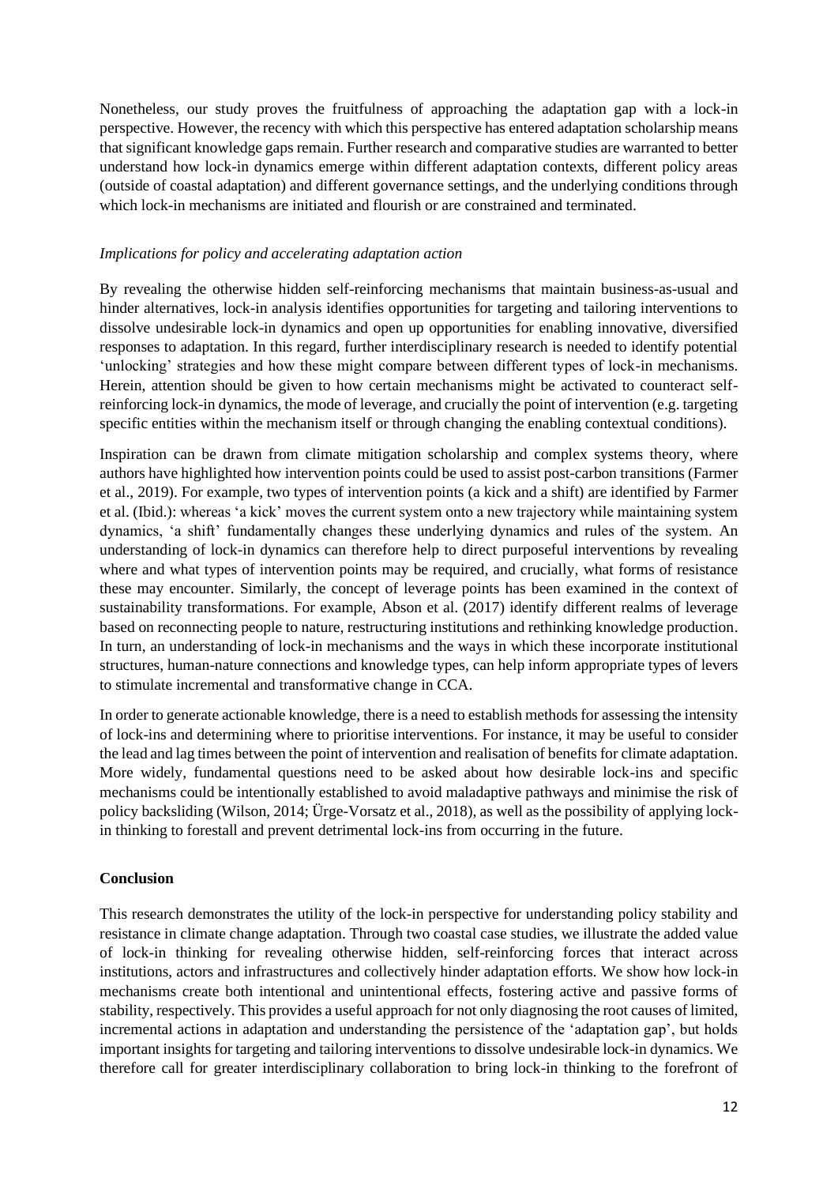Nonetheless, our study proves the fruitfulness of approaching the adaptation gap with a lock-in perspective. However, the recency with which this perspective has entered adaptation scholarship means that significant knowledge gaps remain. Further research and comparative studies are warranted to better understand how lock-in dynamics emerge within different adaptation contexts, different policy areas (outside of coastal adaptation) and different governance settings, and the underlying conditions through which lock-in mechanisms are initiated and flourish or are constrained and terminated.

*Implications for policy and accelerating adaptation action*

By revealing the otherwise hidden self-reinforcing mechanisms that maintain business-as-usual and hinder alternatives, lock-in analysis identifies opportunities for targeting and tailoring interventions to dissolve undesirable lock-in dynamics and open up opportunities for enabling innovative, diversified responses to adaptation. In this regard, further interdisciplinary research is needed to identify potential 'unlocking' strategies and how these might compare between different types of lock-in mechanisms. Herein, attention should be given to how certain mechanisms might be activated to counteract self-reinforcing lock-in dynamics, the mode of leverage, and crucially the point of intervention (e.g. targeting specific entities within the mechanism itself or through changing the enabling contextual conditions).

Inspiration can be drawn from climate mitigation scholarship and complex systems theory, where authors have highlighted how intervention points could be used to assist post-carbon transitions (Farmer et al., 2019). For example, two types of intervention points (a kick and a shift) are identified by Farmer et al. (Ibid.): whereas 'a kick' moves the current system onto a new trajectory while maintaining system dynamics, 'a shift' fundamentally changes these underlying dynamics and rules of the system. An understanding of lock-in dynamics can therefore help to direct purposeful interventions by revealing where and what types of intervention points may be required, and crucially, what forms of resistance these may encounter. Similarly, the concept of leverage points has been examined in the context of sustainability transformations. For example, Abson et al. (2017) identify different realms of leverage based on reconnecting people to nature, restructuring institutions and rethinking knowledge production. In turn, an understanding of lock-in mechanisms and the ways in which these incorporate institutional structures, human-nature connections and knowledge types, can help inform appropriate types of levers to stimulate incremental and transformative change in CCA.

In order to generate actionable knowledge, there is a need to establish methods for assessing the intensity of lock-ins and determining where to prioritise interventions. For instance, it may be useful to consider the lead and lag times between the point of intervention and realisation of benefits for climate adaptation. More widely, fundamental questions need to be asked about how desirable lock-ins and specific mechanisms could be intentionally established to avoid maladaptive pathways and minimise the risk of policy backsliding (Wilson, 2014; Ürge-Vorsatz et al., 2018), as well as the possibility of applying lock-in thinking to forestall and prevent detrimental lock-ins from occurring in the future.

**Conclusion**

This research demonstrates the utility of the lock-in perspective for understanding policy stability and resistance in climate change adaptation. Through two coastal case studies, we illustrate the added value of lock-in thinking for revealing otherwise hidden, self-reinforcing forces that interact across institutions, actors and infrastructures and collectively hinder adaptation efforts. We show how lock-in mechanisms create both intentional and unintentional effects, fostering active and passive forms of stability, respectively. This provides a useful approach for not only diagnosing the root causes of limited, incremental actions in adaptation and understanding the persistence of the 'adaptation gap', but holds important insights for targeting and tailoring interventions to dissolve undesirable lock-in dynamics. We therefore call for greater interdisciplinary collaboration to bring lock-in thinking to the forefront of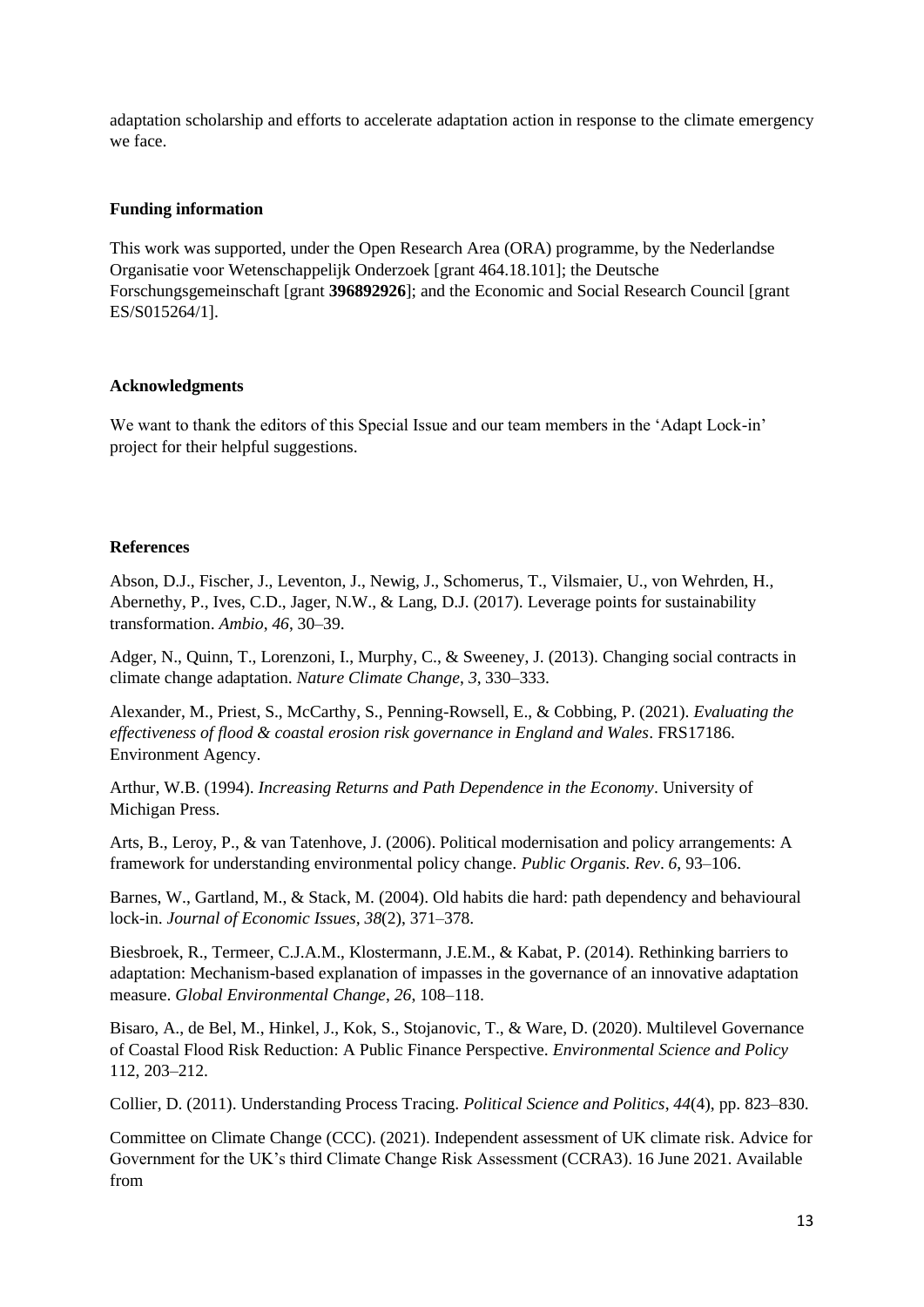adaptation scholarship and efforts to accelerate adaptation action in response to the climate emergency we face.

**Funding information**

This work was supported, under the Open Research Area (ORA) programme, by the Nederlandse Organisatie voor Wetenschappelijk Onderzoek [grant 464.18.101]; the Deutsche Forschungsgemeinschaft [grant **396892926**]; and the Economic and Social Research Council [grant ES/S015264/1].

**Acknowledgments**

We want to thank the editors of this Special Issue and our team members in the 'Adapt Lock-in' project for their helpful suggestions.

**References**

Abson, D.J., Fischer, J., Leventon, J., Newig, J., Schomerus, T., Vilsmaier, U., von Wehrden, H., Abernethy, P., Ives, C.D., Jager, N.W., & Lang, D.J. (2017). Leverage points for sustainability transformation. *Ambio*, *46*, 30–39.

Adger, N., Quinn, T., Lorenzoni, I., Murphy, C., & Sweeney, J. (2013). Changing social contracts in climate change adaptation. *Nature Climate Change*, *3*, 330–333.

Alexander, M., Priest, S., McCarthy, S., Penning-Rowsell, E., & Cobbing, P. (2021). *Evaluating the effectiveness of flood & coastal erosion risk governance in England and Wales*. FRS17186. Environment Agency.

Arthur, W.B. (1994). *Increasing Returns and Path Dependence in the Economy*. University of Michigan Press.

Arts, B., Leroy, P., & van Tatenhove, J. (2006). Political modernisation and policy arrangements: A framework for understanding environmental policy change. *Public Organis. Rev*. *6*, 93–106.

Barnes, W., Gartland, M., & Stack, M. (2004). Old habits die hard: path dependency and behavioural lock-in. *Journal of Economic Issues, 38*(2), 371–378.

Biesbroek, R., Termeer, C.J.A.M., Klostermann, J.E.M., & Kabat, P. (2014). Rethinking barriers to adaptation: Mechanism-based explanation of impasses in the governance of an innovative adaptation measure. *Global Environmental Change*, *26*, 108–118.

Bisaro, A., de Bel, M., Hinkel, J., Kok, S., Stojanovic, T., & Ware, D. (2020). Multilevel Governance of Coastal Flood Risk Reduction: A Public Finance Perspective. *Environmental Science and Policy* 112, 203–212.

Collier, D. (2011). Understanding Process Tracing. *Political Science and Politics*, *44*(4), pp. 823–830.

Committee on Climate Change (CCC). (2021). Independent assessment of UK climate risk. Advice for Government for the UK's third Climate Change Risk Assessment (CCRA3). 16 June 2021. Available from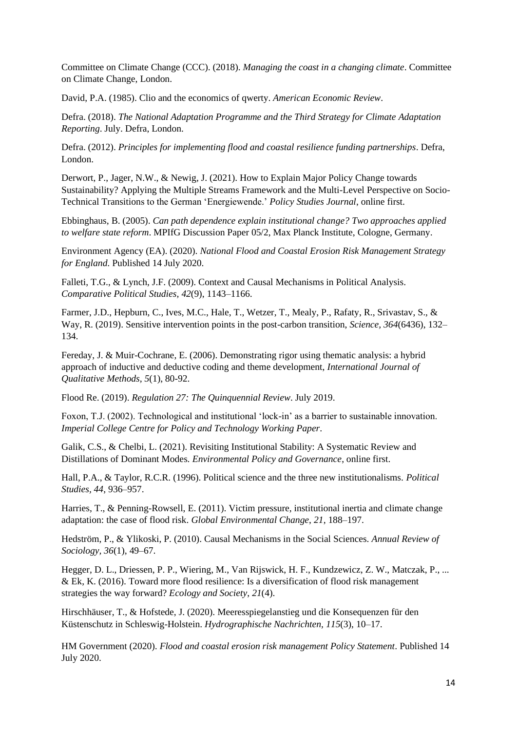Committee on Climate Change (CCC). (2018). *Managing the coast in a changing climate*. Committee on Climate Change, London.

David, P.A. (1985). Clio and the economics of qwerty. *American Economic Review*.

Defra. (2018). *The National Adaptation Programme and the Third Strategy for Climate Adaptation Reporting*. July. Defra, London.

Defra. (2012). *Principles for implementing flood and coastal resilience funding partnerships*. Defra, London.

Derwort, P., Jager, N.W., & Newig, J. (2021). How to Explain Major Policy Change towards Sustainability? Applying the Multiple Streams Framework and the Multi-Level Perspective on Socio-Technical Transitions to the German 'Energiewende.' *Policy Studies Journal*, online first.

Ebbinghaus, B. (2005). *Can path dependence explain institutional change? Two approaches applied to welfare state reform*. MPIfG Discussion Paper 05/2, Max Planck Institute, Cologne, Germany.

Environment Agency (EA). (2020). *National Flood and Coastal Erosion Risk Management Strategy for England*. Published 14 July 2020.

Falleti, T.G., & Lynch, J.F. (2009). Context and Causal Mechanisms in Political Analysis. *Comparative Political Studies, 42*(9), 1143–1166.

Farmer, J.D., Hepburn, C., Ives, M.C., Hale, T., Wetzer, T., Mealy, P., Rafaty, R., Srivastav, S., & Way, R. (2019). Sensitive intervention points in the post-carbon transition, *Science, 364*(6436), 132–134.

Fereday, J. & Muir-Cochrane, E. (2006). Demonstrating rigor using thematic analysis: a hybrid approach of inductive and deductive coding and theme development, *International Journal of Qualitative Methods*, *5*(1), 80-92.

Flood Re. (2019). *Regulation 27: The Quinquennial Review*. July 2019.

Foxon, T.J. (2002). Technological and institutional 'lock-in' as a barrier to sustainable innovation. *Imperial College Centre for Policy and Technology Working Paper*.

Galik, C.S., & Chelbi, L. (2021). Revisiting Institutional Stability: A Systematic Review and Distillations of Dominant Modes. *Environmental Policy and Governance*, online first.

Hall, P.A., & Taylor, R.C.R. (1996). Political science and the three new institutionalisms. *Political Studies*, *44*, 936–957.

Harries, T., & Penning-Rowsell, E. (2011). Victim pressure, institutional inertia and climate change adaptation: the case of flood risk. *Global Environmental Change*, *21*, 188–197.

Hedström, P., & Ylikoski, P. (2010). Causal Mechanisms in the Social Sciences. *Annual Review of Sociology, 36*(1), 49–67.

Hegger, D. L., Driessen, P. P., Wiering, M., Van Rijswick, H. F., Kundzewicz, Z. W., Matczak, P., ... & Ek, K. (2016). Toward more flood resilience: Is a diversification of flood risk management strategies the way forward? *Ecology and Society*, *21*(4).

Hirschhäuser, T., & Hofstede, J. (2020). Meeresspiegelanstieg und die Konsequenzen für den Küstenschutz in Schleswig-Holstein. *Hydrographische Nachrichten*, *115*(3), 10–17.

HM Government (2020). *Flood and coastal erosion risk management Policy Statement*. Published 14 July 2020.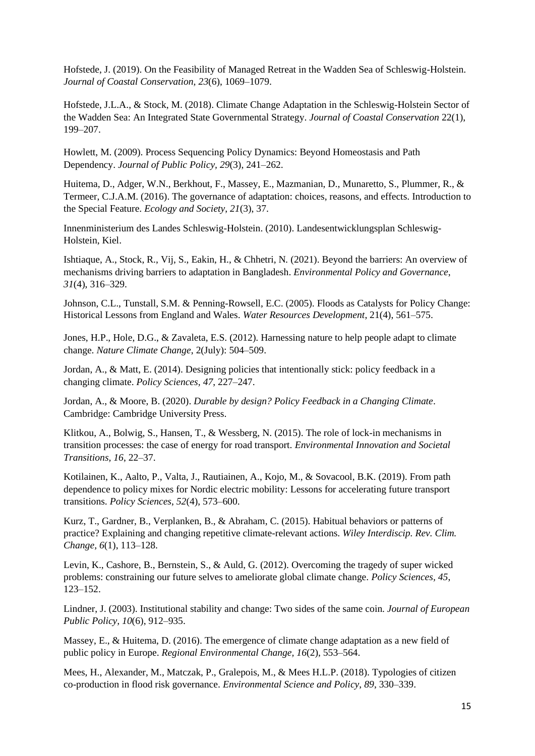Hofstede, J. (2019). On the Feasibility of Managed Retreat in the Wadden Sea of Schleswig-Holstein. *Journal of Coastal Conservation, 23*(6), 1069–1079.

Hofstede, J.L.A., & Stock, M. (2018). Climate Change Adaptation in the Schleswig-Holstein Sector of the Wadden Sea: An Integrated State Governmental Strategy. *Journal of Coastal Conservation* 22(1), 199–207.

Howlett, M. (2009). Process Sequencing Policy Dynamics: Beyond Homeostasis and Path Dependency. *Journal of Public Policy*, *29*(3), 241–262.

Huitema, D., Adger, W.N., Berkhout, F., Massey, E., Mazmanian, D., Munaretto, S., Plummer, R., & Termeer, C.J.A.M. (2016). The governance of adaptation: choices, reasons, and effects. Introduction to the Special Feature. *Ecology and Society*, *21*(3), 37.

Innenministerium des Landes Schleswig-Holstein. (2010). Landesentwicklungsplan Schleswig-Holstein, Kiel.

Ishtiaque, A., Stock, R., Vij, S., Eakin, H., & Chhetri, N. (2021). Beyond the barriers: An overview of mechanisms driving barriers to adaptation in Bangladesh. *Environmental Policy and Governance, 31*(4), 316–329.

Johnson, C.L., Tunstall, S.M. & Penning-Rowsell, E.C. (2005). Floods as Catalysts for Policy Change: Historical Lessons from England and Wales. *Water Resources Development*, 21(4), 561–575.

Jones, H.P., Hole, D.G., & Zavaleta, E.S. (2012). Harnessing nature to help people adapt to climate change. *Nature Climate Change*, 2(July): 504–509.

Jordan, A., & Matt, E. (2014). Designing policies that intentionally stick: policy feedback in a changing climate. *Policy Sciences*, *47*, 227–247.

Jordan, A., & Moore, B. (2020). *Durable by design? Policy Feedback in a Changing Climate*. Cambridge: Cambridge University Press.

Klitkou, A., Bolwig, S., Hansen, T., & Wessberg, N. (2015). The role of lock-in mechanisms in transition processes: the case of energy for road transport. *Environmental Innovation and Societal Transitions, 16*, 22–37.

Kotilainen, K., Aalto, P., Valta, J., Rautiainen, A., Kojo, M., & Sovacool, B.K. (2019). From path dependence to policy mixes for Nordic electric mobility: Lessons for accelerating future transport transitions. *Policy Sciences*, *52*(4), 573–600.

Kurz, T., Gardner, B., Verplanken, B., & Abraham, C. (2015). Habitual behaviors or patterns of practice? Explaining and changing repetitive climate-relevant actions. *Wiley Interdiscip. Rev. Clim. Change, 6*(1), 113–128.

Levin, K., Cashore, B., Bernstein, S., & Auld, G. (2012). Overcoming the tragedy of super wicked problems: constraining our future selves to ameliorate global climate change. *Policy Sciences*, *45*, 123–152.

Lindner, J. (2003). Institutional stability and change: Two sides of the same coin. *Journal of European Public Policy, 10*(6), 912–935.

Massey, E., & Huitema, D. (2016). The emergence of climate change adaptation as a new field of public policy in Europe. *Regional Environmental Change, 16*(2), 553–564.

Mees, H., Alexander, M., Matczak, P., Gralepois, M., & Mees H.L.P. (2018). Typologies of citizen co-production in flood risk governance. *Environmental Science and Policy*, *89*, 330–339.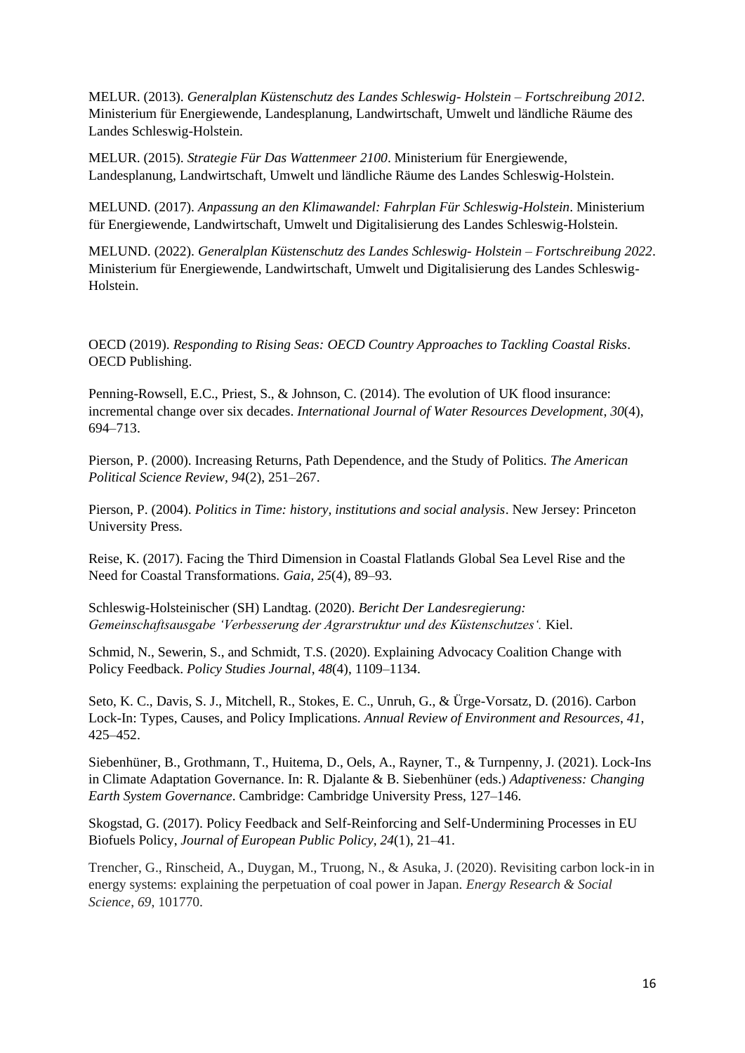MELUR. (2013). *Generalplan Küstenschutz des Landes Schleswig- Holstein – Fortschreibung 2012*. Ministerium für Energiewende, Landesplanung, Landwirtschaft, Umwelt und ländliche Räume des Landes Schleswig-Holstein.

MELUR. (2015). *Strategie Für Das Wattenmeer 2100*. Ministerium für Energiewende, Landesplanung, Landwirtschaft, Umwelt und ländliche Räume des Landes Schleswig-Holstein.

MELUND. (2017). *Anpassung an den Klimawandel: Fahrplan Für Schleswig-Holstein*. Ministerium für Energiewende, Landwirtschaft, Umwelt und Digitalisierung des Landes Schleswig-Holstein.

MELUND. (2022). *Generalplan Küstenschutz des Landes Schleswig- Holstein – Fortschreibung 2022*. Ministerium für Energiewende, Landwirtschaft, Umwelt und Digitalisierung des Landes Schleswig-Holstein.

OECD (2019). *Responding to Rising Seas: OECD Country Approaches to Tackling Coastal Risks*. OECD Publishing.

Penning-Rowsell, E.C., Priest, S., & Johnson, C. (2014). The evolution of UK flood insurance: incremental change over six decades. *International Journal of Water Resources Development*, *30*(4), 694–713.

Pierson, P. (2000). Increasing Returns, Path Dependence, and the Study of Politics. *The American Political Science Review*, *94*(2), 251–267.

Pierson, P. (2004). *Politics in Time: history, institutions and social analysis*. New Jersey: Princeton University Press.

Reise, K. (2017). Facing the Third Dimension in Coastal Flatlands Global Sea Level Rise and the Need for Coastal Transformations. *Gaia, 25*(4), 89–93.

Schleswig-Holsteinischer (SH) Landtag. (2020). *Bericht Der Landesregierung: Gemeinschaftsausgabe 'Verbesserung der Agrarstruktur und des Küstenschutzes'.* Kiel.

Schmid, N., Sewerin, S., and Schmidt, T.S. (2020). Explaining Advocacy Coalition Change with Policy Feedback. *Policy Studies Journal*, *48*(4), 1109–1134.

Seto, K. C., Davis, S. J., Mitchell, R., Stokes, E. C., Unruh, G., & Ürge-Vorsatz, D. (2016). Carbon Lock-In: Types, Causes, and Policy Implications. *Annual Review of Environment and Resources*, *41*, 425–452.

Siebenhüner, B., Grothmann, T., Huitema, D., Oels, A., Rayner, T., & Turnpenny, J. (2021). Lock-Ins in Climate Adaptation Governance. In: R. Djalante & B. Siebenhüner (eds.) *Adaptiveness: Changing Earth System Governance*. Cambridge: Cambridge University Press, 127–146.

Skogstad, G. (2017). Policy Feedback and Self-Reinforcing and Self-Undermining Processes in EU Biofuels Policy, *Journal of European Public Policy*, *24*(1), 21–41.

Trencher, G., Rinscheid, A., Duygan, M., Truong, N., & Asuka, J. (2020). Revisiting carbon lock-in in energy systems: explaining the perpetuation of coal power in Japan. *Energy Research & Social Science*, *69*, 101770.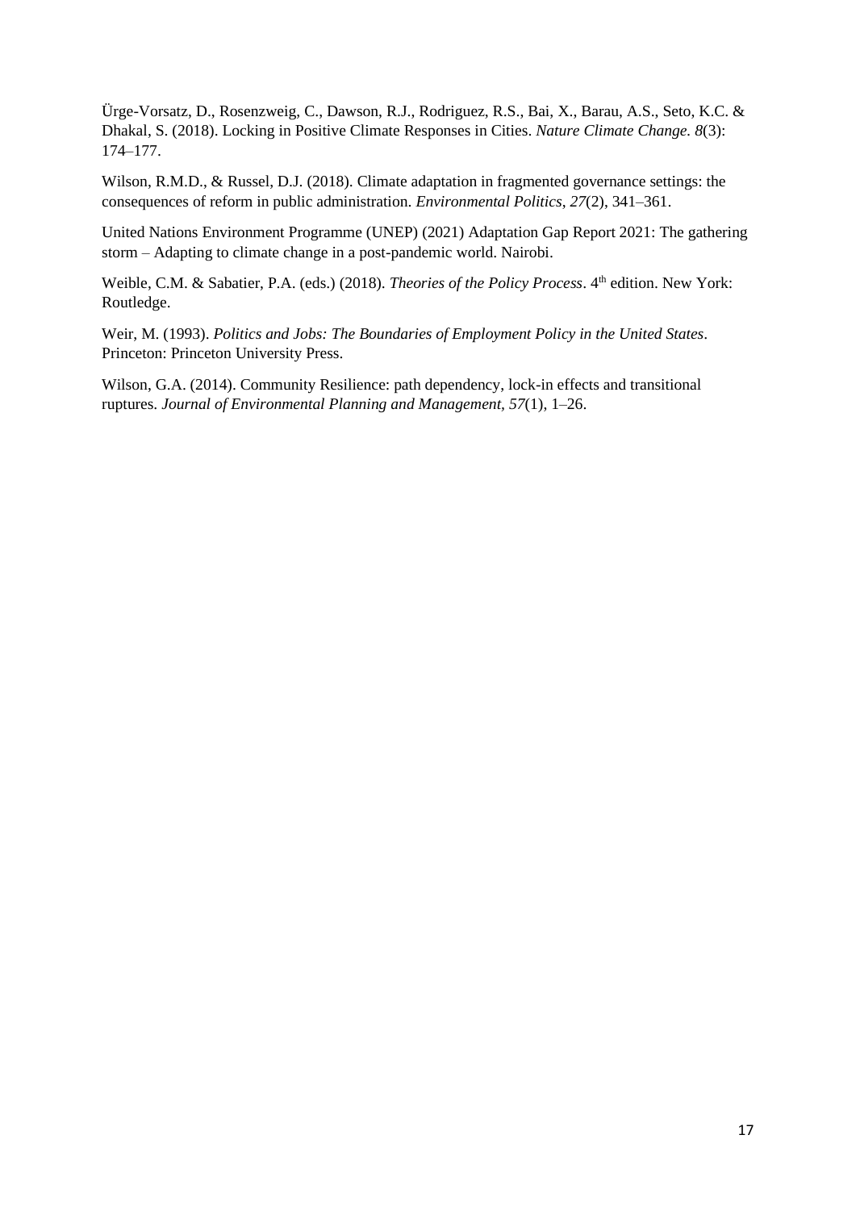Ürge-Vorsatz, D., Rosenzweig, C., Dawson, R.J., Rodriguez, R.S., Bai, X., Barau, A.S., Seto, K.C. & Dhakal, S. (2018). Locking in Positive Climate Responses in Cities. *Nature Climate Change. 8*(3): 174–177.

Wilson, R.M.D., & Russel, D.J. (2018). Climate adaptation in fragmented governance settings: the consequences of reform in public administration. *Environmental Politics*, *27*(2), 341–361.

United Nations Environment Programme (UNEP) (2021) Adaptation Gap Report 2021: The gathering storm – Adapting to climate change in a post-pandemic world. Nairobi.

Weible, C.M. & Sabatier, P.A. (eds.) (2018). *Theories of the Policy Process*. 4th edition. New York: Routledge.

Weir, M. (1993). *Politics and Jobs: The Boundaries of Employment Policy in the United States*. Princeton: Princeton University Press.

Wilson, G.A. (2014). Community Resilience: path dependency, lock-in effects and transitional ruptures. *Journal of Environmental Planning and Management*, *57*(1), 1–26.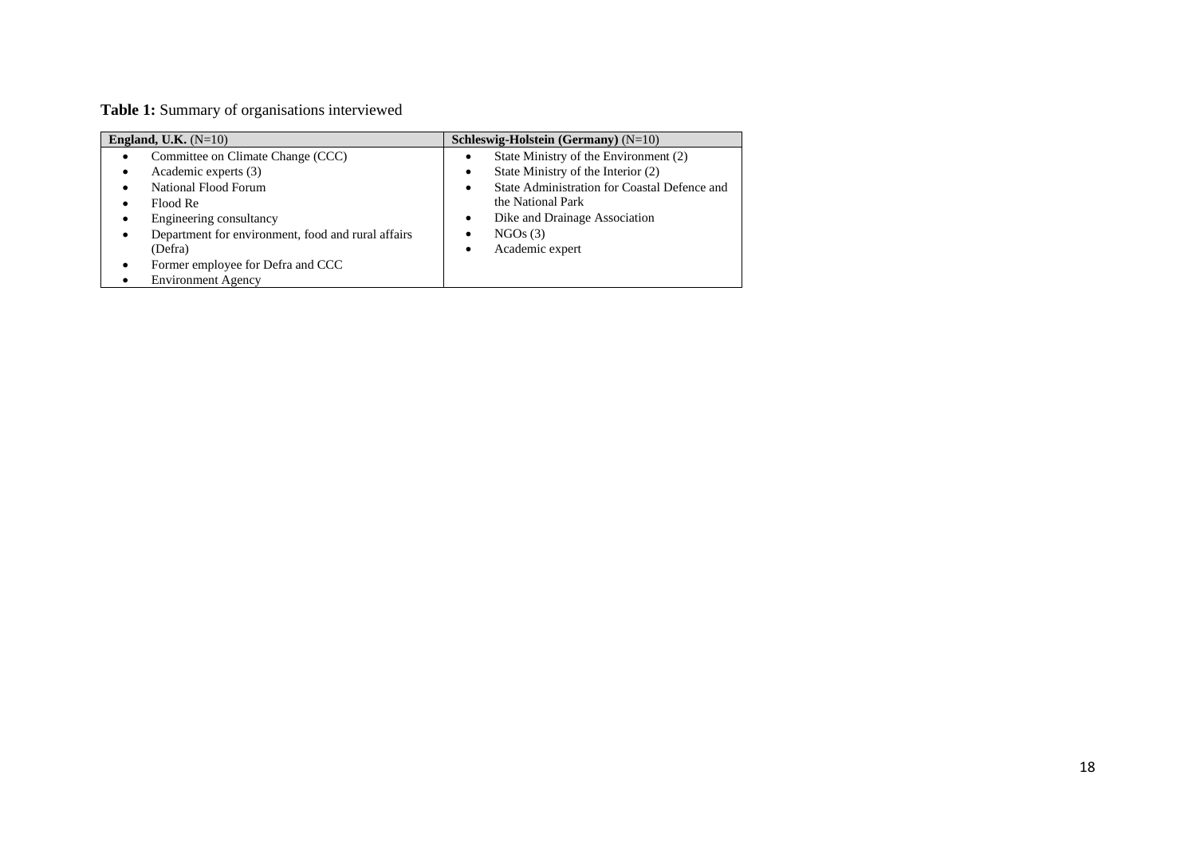**Table 1:** Summary of organisations interviewed

| **England, U.K.** (N=10) | **Schleswig-Holstein (Germany)** (N=10) |
|---|---|
| • Committee on Climate Change (CCC)<br>• Academic experts (3)<br>• National Flood Forum<br>• Flood Re<br>• Engineering consultancy<br>• Department for environment, food and rural affairs (Defra)<br>• Former employee for Defra and CCC<br>• Environment Agency | • State Ministry of the Environment (2)<br>• State Ministry of the Interior (2)<br>• State Administration for Coastal Defence and the National Park<br>• Dike and Drainage Association<br>• NGOs (3)<br>• Academic expert |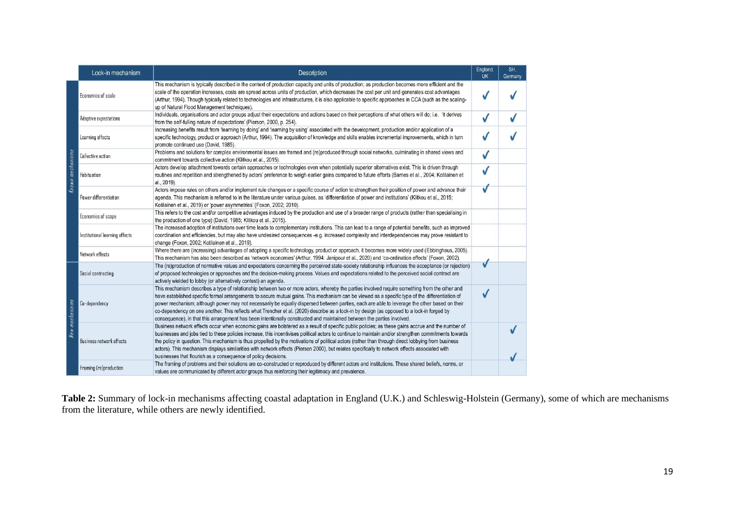| | Lock-in mechanism | Description | England, UK | SH, Germany |
|---|---|---|---|---|
| *Known mechanisms* | Economies of scale | This mechanism is typically described in the context of production capacity and units of production; as production becomes more efficient and the scale of the operation increases, costs are spread across units of production, which decreases the cost per unit and generates cost advantages (Arthur, 1994). Though typically related to technologies and infrastructures, it is also applicable to specific approaches in CCA (such as the scaling-up of Natural Flood Management techniques). | ✓ | ✓ |
| | Adaptive expectations | Individuals, organisations and actor groups adjust their expectations and actions based on their perceptions of what others will do; i.e. 'it derives from the self-fulling nature of expectations' (Pierson, 2000, p. 254). | ✓ | ✓ |
| | Learning effects | Increasing benefits result from 'learning by doing' and 'learning by using' associated with the development, production and/or application of a specific technology, product or approach (Arthur, 1994). The acquisition of knowledge and skills enables incremental improvements, which in turn promote continued use (David, 1985). | ✓ | ✓ |
| | Collective action | Problems and solutions for complex environmental issues are framed and (re)produced through social networks, culminating in shared views and commitment towards collective action (Klitkou et al., 2015). | ✓ | |
| | Habituation | Actors develop attachment towards certain approaches or technologies even when potentially superior alternatives exist. This is driven through routines and repetition and strengthened by actors' preference to weigh earlier gains compared to future efforts (Barnes et al., 2004; Kotilainen et al., 2019). | ✓ | |
| | Power differentiation | Actors impose rules on others and/or implement rule changes or a specific course of action to strengthen their position of power and advance their agenda. This mechanism is referred to in the literature under various guises, as 'differentiation of power and institutions' (Klitkou et al., 2015; Kotilainen et al., 2019) or 'power asymmetries' (Foxon, 2002; 2010). | ✓ | |
| | Economies of scope | This refers to the cost and/or competitive advantages induced by the production and use of a broader range of products (rather than specialising in the production of one type) (David, 1985; Klitkou et al., 2015). | | |
| | Institutional learning effects | The increased adoption of institutions over time leads to complementary institutions. This can lead to a range of potential benefits, such as improved coordination and efficiencies, but may also have undesired consequences -e.g. increased complexity and interdependencies may prove resistant to change (Foxon, 2002; Kotilainen et al., 2019). | | |
| | Network effects | Where there are (increasing) advantages of adopting a specific technology, product or approach, it becomes more widely used (Ebbinghaus, 2005). This mechanism has also been described as 'network economies' (Arthur, 1994: Janipour et al., 2020) and 'co-ordination effects' (Foxon, 2002). | | |
| *New mechanisms* | Social contracting | The (re)production of normative values and expectations concerning the perceived state-society relationship influences the acceptance (or rejection) of proposed technologies or approaches and the decision-making process. Values and expectations related to the perceived social contract are actively wielded to lobby (or alternatively contest) an agenda. | ✓ | |
| | Co-dependency | This mechanism describes a type of relationship between two or more actors, whereby the parties involved require something from the other and have established specific formal arrangements to secure mutual gains. This mechanism can be viewed as a specific type of the differentiation of power mechanism; although power may not necessarily be equally dispersed between parties, each are able to leverage the other based on their co-dependency on one another. This reflects what Trencher et al. (2020) describe as a lock-in by design (as opposed to a lock-in forged by consequence), in that this arrangement has been intentionally constructed and maintained between the parties involved. | ✓ | |
| | Business network effects | Business network effects occur when economic gains are bolstered as a result of specific public policies; as these gains accrue and the number of businesses and jobs tied to these policies increase, this incentivises political actors to continue to maintain and/or strengthen commitments towards the policy in question. This mechanism is thus propelled by the motivations of political actors (rather than through direct lobbying from business actors). This mechanism displays similarities with network effects (Pierson 2000), but relates specifically to network effects associated with businesses that flourish as a consequence of policy decisions. | | ✓ |
| | Framing (re)production | The framing of problems and their solutions are co-constructed or reproduced by different actors and institutions. These shared beliefs, norms, or values are communicated by different actor groups thus reinforcing their legitimacy and prevalence. | | ✓ |

**Table 2:** Summary of lock-in mechanisms affecting coastal adaptation in England (U.K.) and Schleswig-Holstein (Germany), some of which are mechanisms from the literature, while others are newly identified.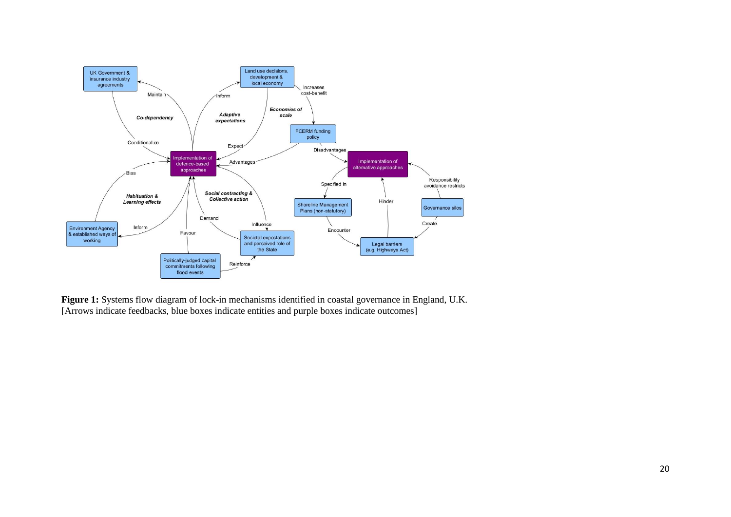**Figure 1:** Systems flow diagram of lock-in mechanisms identified in coastal governance in England, U.K. [Arrows indicate feedbacks, blue boxes indicate entities and purple boxes indicate outcomes]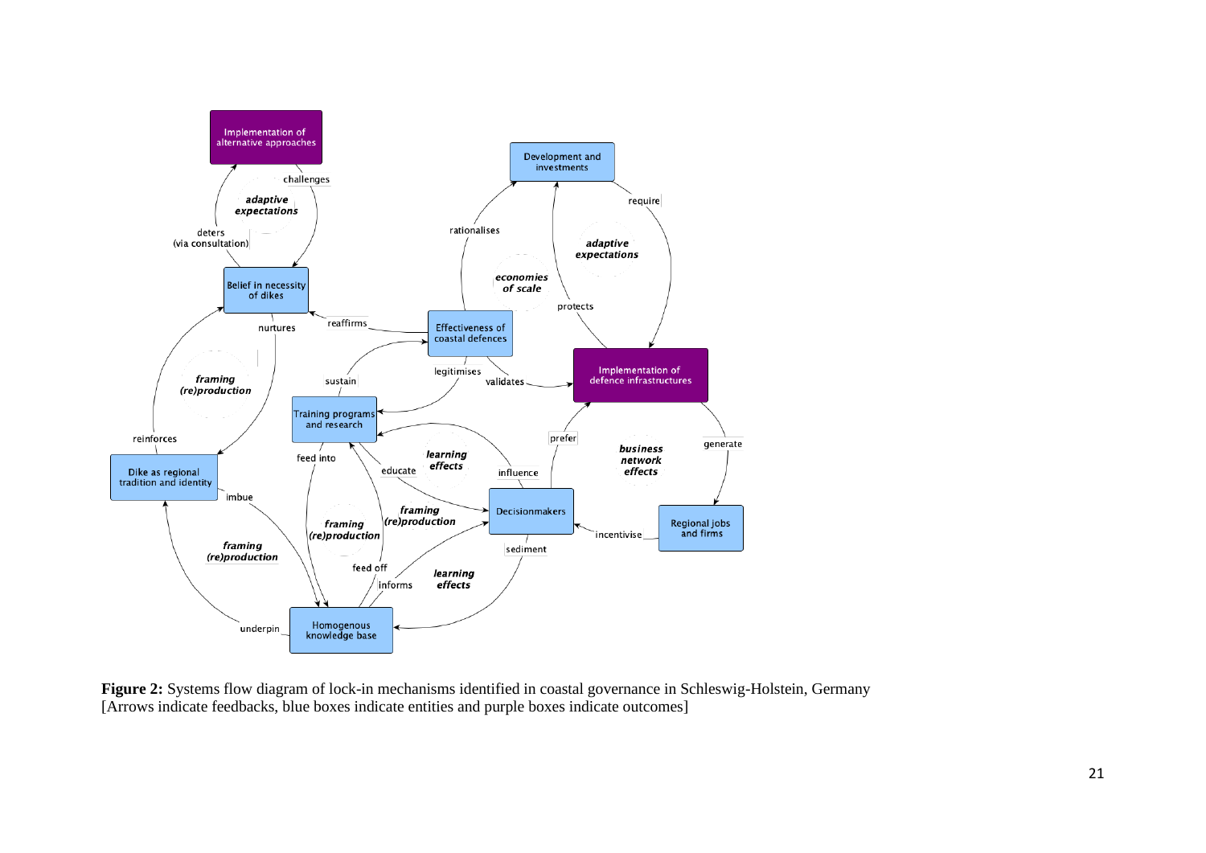Implementation of alternative approaches

challenges

adaptive expectations

deters (via consultation)

Belief in necessity of dikes

nurtures

reaffirms

Development and investments

require

rationalises

adaptive expectations

economies of scale

protects

Effectiveness of coastal defences

sustain

legitimises

validates

Implementation of defence infrastructures

framing (re)production

reinforces

Training programs and research

prefer

business network effects

generate

feed into

learning effects

educate

influence

Dike as regional tradition and identity

imbue

Decisionmakers

framing (re)production

framing (re)production

incentivise

Regional jobs and firms

framing (re)production

sediment

feed off

informs

learning effects

underpin

Homogenous knowledge base

**Figure 2:** Systems flow diagram of lock-in mechanisms identified in coastal governance in Schleswig-Holstein, Germany [Arrows indicate feedbacks, blue boxes indicate entities and purple boxes indicate outcomes]